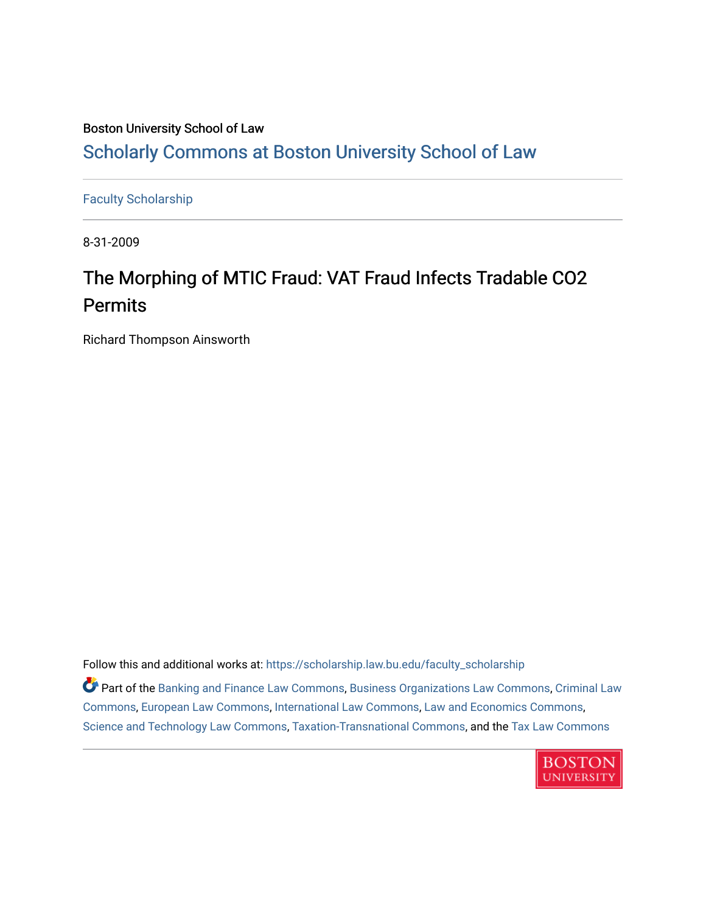Boston University School of Law

# Scholarly Commons at Boston University School of Law

Faculty Scholarship

8-31-2009

# The Morphing of MTIC Fraud: VAT Fraud Infects Tradable CO2 Permits

Richard Thompson Ainsworth

Follow this and additional works at: https://scholarship.law.bu.edu/faculty_scholarship

Part of the Banking and Finance Law Commons, Business Organizations Law Commons, Criminal Law Commons, European Law Commons, International Law Commons, Law and Economics Commons, Science and Technology Law Commons, Taxation-Transnational Commons, and the Tax Law Commons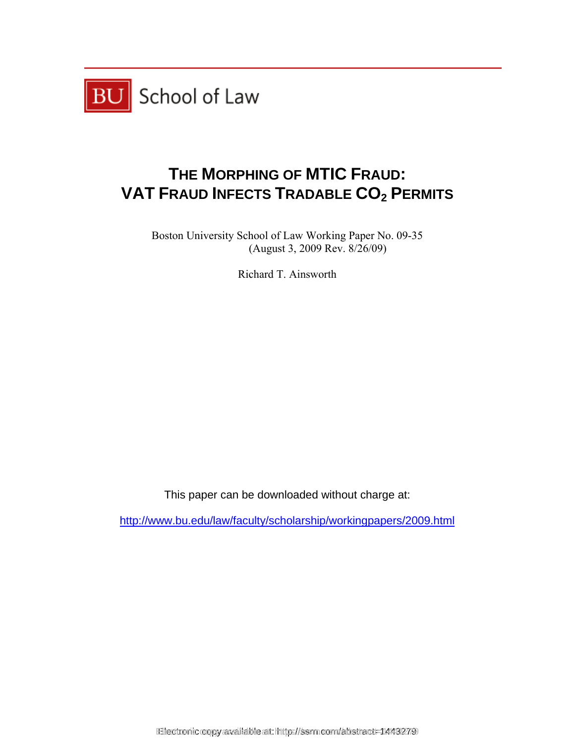BU School of Law

# THE MORPHING OF MTIC FRAUD: VAT FRAUD INFECTS TRADABLE $CO_2$ PERMITS

Boston University School of Law Working Paper No. 09-35
(August 3, 2009 Rev. 8/26/09)

Richard T. Ainsworth

This paper can be downloaded without charge at:

http://www.bu.edu/law/faculty/scholarship/workingpapers/2009.html

Electronic copy available at: http://ssrn.com/abstract=1443279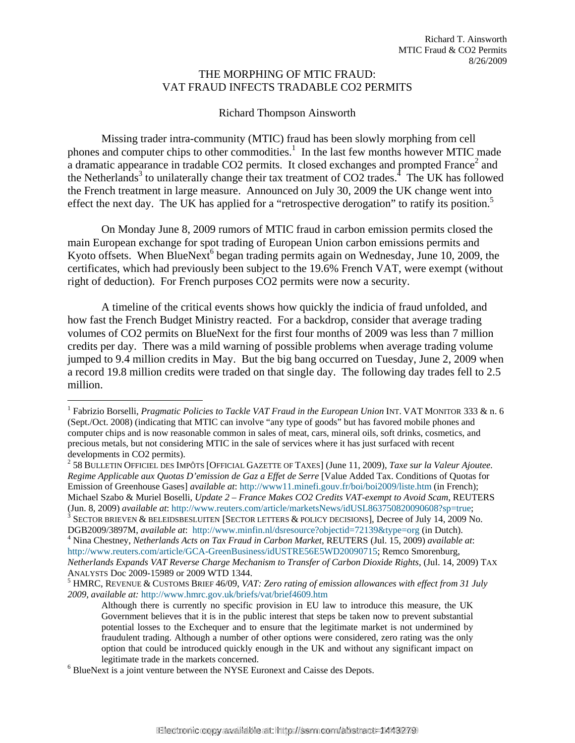# THE MORPHING OF MTIC FRAUD: VAT FRAUD INFECTS TRADABLE CO2 PERMITS

Richard Thompson Ainsworth

Missing trader intra-community (MTIC) fraud has been slowly morphing from cell phones and computer chips to other commodities.[1] In the last few months however MTIC made a dramatic appearance in tradable CO2 permits. It closed exchanges and prompted France[2] and the Netherlands[3] to unilaterally change their tax treatment of CO2 trades.[4] The UK has followed the French treatment in large measure. Announced on July 30, 2009 the UK change went into effect the next day. The UK has applied for a "retrospective derogation" to ratify its position.[5]

On Monday June 8, 2009 rumors of MTIC fraud in carbon emission permits closed the main European exchange for spot trading of European Union carbon emissions permits and Kyoto offsets. When BlueNext[6] began trading permits again on Wednesday, June 10, 2009, the certificates, which had previously been subject to the 19.6% French VAT, were exempt (without right of deduction). For French purposes CO2 permits were now a security.

A timeline of the critical events shows how quickly the indicia of fraud unfolded, and how fast the French Budget Ministry reacted. For a backdrop, consider that average trading volumes of CO2 permits on BlueNext for the first four months of 2009 was less than 7 million credits per day. There was a mild warning of possible problems when average trading volume jumped to 9.4 million credits in May. But the big bang occurred on Tuesday, June 2, 2009 when a record 19.8 million credits were traded on that single day. The following day trades fell to 2.5 million.

---

[1] Fabrizio Borselli, *Pragmatic Policies to Tackle VAT Fraud in the European Union* INT. VAT MONITOR 333 & n. 6 (Sept./Oct. 2008) (indicating that MTIC can involve "any type of goods" but has favored mobile phones and computer chips and is now reasonable common in sales of meat, cars, mineral oils, soft drinks, cosmetics, and precious metals, but not considering MTIC in the sale of services where it has just surfaced with recent developments in CO2 permits).

[2] 58 BULLETIN OFFICIEL DES IMPÔTS [OFFICIAL GAZETTE OF TAXES] (June 11, 2009), *Taxe sur la Valeur Ajoutee. Regime Applicable aux Quotas D'emission de Gaz a Effet de Serre* [Value Added Tax. Conditions of Quotas for Emission of Greenhouse Gases] *available at*: http://www11.minefi.gouv.fr/boi/boi2009/liste.htm (in French); Michael Szabo & Muriel Boselli, *Update 2 – France Makes CO2 Credits VAT-exempt to Avoid Scam*, REUTERS (Jun. 8, 2009) *available at*: http://www.reuters.com/article/marketsNews/idUSL863750820090608?sp=true;

[3] SECTOR BRIEVEN & BELEIDSBESLUITEN [SECTOR LETTERS & POLICY DECISIONS], Decree of July 14, 2009 No. DGB2009/3897M, *available at*: http://www.minfin.nl/dsresource?objectid=72139&type=org (in Dutch).

[4] Nina Chestney, *Netherlands Acts on Tax Fraud in Carbon Market*, REUTERS (Jul. 15, 2009) *available at*: http://www.reuters.com/article/GCA-GreenBusiness/idUSTRE56E5WD20090715; Remco Smorenburg, *Netherlands Expands VAT Reverse Charge Mechanism to Transfer of Carbon Dioxide Rights*, (Jul. 14, 2009) TAX ANALYSTS Doc 2009-15989 or 2009 WTD 1344.

[5] HMRC, REVENUE & CUSTOMS BRIEF 46/09, *VAT: Zero rating of emission allowances with effect from 31 July 2009, available at:* http://www.hmrc.gov.uk/briefs/vat/brief4609.htm

> Although there is currently no specific provision in EU law to introduce this measure, the UK Government believes that it is in the public interest that steps be taken now to prevent substantial potential losses to the Exchequer and to ensure that the legitimate market is not undermined by fraudulent trading. Although a number of other options were considered, zero rating was the only option that could be introduced quickly enough in the UK and without any significant impact on legitimate trade in the markets concerned.

[6] BlueNext is a joint venture between the NYSE Euronext and Caisse des Depots.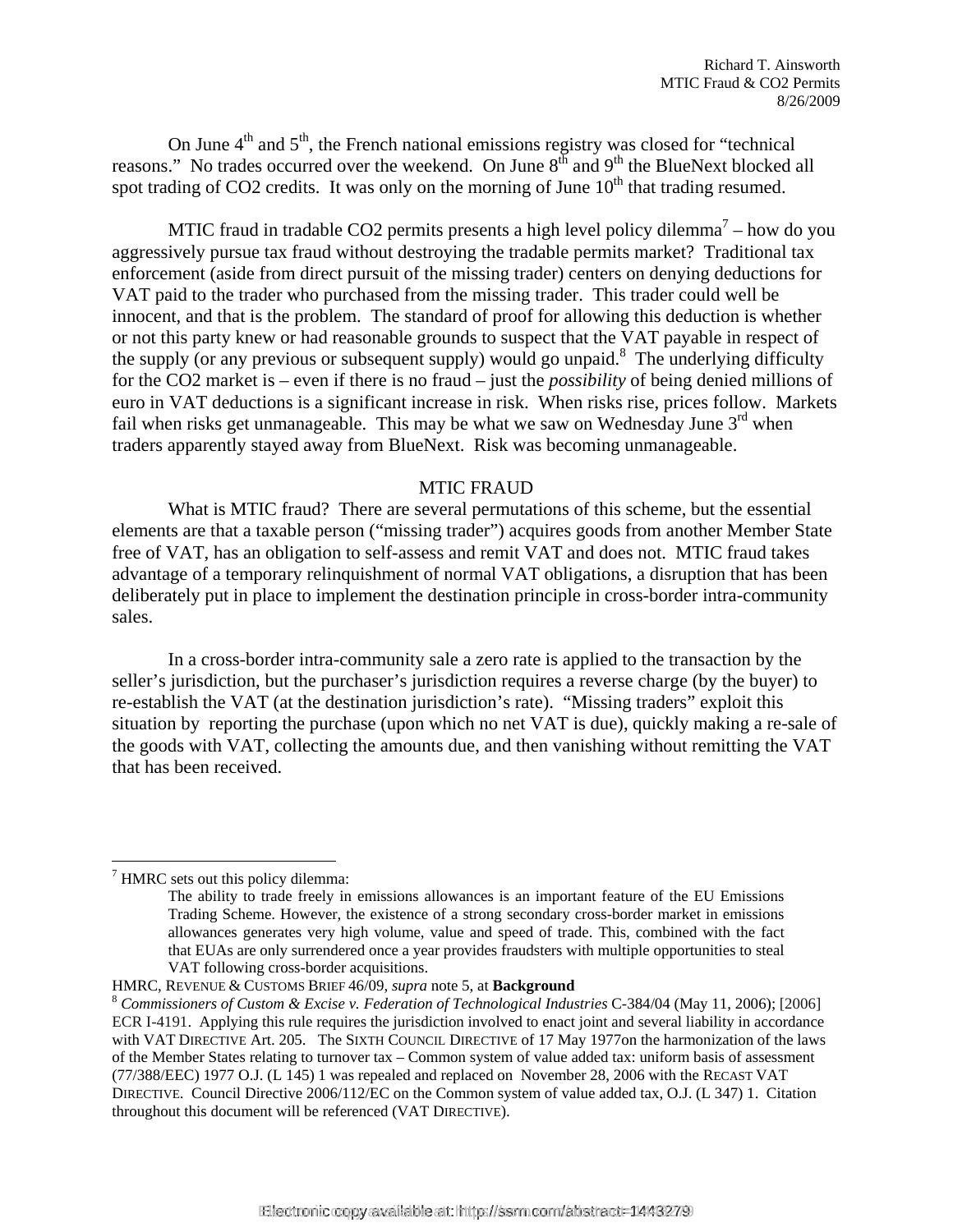On June 4th and 5th, the French national emissions registry was closed for "technical reasons." No trades occurred over the weekend. On June 8th and 9th the BlueNext blocked all spot trading of CO2 credits. It was only on the morning of June 10th that trading resumed.

MTIC fraud in tradable CO2 permits presents a high level policy dilemma[7] – how do you aggressively pursue tax fraud without destroying the tradable permits market? Traditional tax enforcement (aside from direct pursuit of the missing trader) centers on denying deductions for VAT paid to the trader who purchased from the missing trader. This trader could well be innocent, and that is the problem. The standard of proof for allowing this deduction is whether or not this party knew or had reasonable grounds to suspect that the VAT payable in respect of the supply (or any previous or subsequent supply) would go unpaid.[8] The underlying difficulty for the CO2 market is – even if there is no fraud – just the *possibility* of being denied millions of euro in VAT deductions is a significant increase in risk. When risks rise, prices follow. Markets fail when risks get unmanageable. This may be what we saw on Wednesday June 3rd when traders apparently stayed away from BlueNext. Risk was becoming unmanageable.

## MTIC FRAUD

What is MTIC fraud? There are several permutations of this scheme, but the essential elements are that a taxable person ("missing trader") acquires goods from another Member State free of VAT, has an obligation to self-assess and remit VAT and does not. MTIC fraud takes advantage of a temporary relinquishment of normal VAT obligations, a disruption that has been deliberately put in place to implement the destination principle in cross-border intra-community sales.

In a cross-border intra-community sale a zero rate is applied to the transaction by the seller's jurisdiction, but the purchaser's jurisdiction requires a reverse charge (by the buyer) to re-establish the VAT (at the destination jurisdiction's rate). "Missing traders" exploit this situation by reporting the purchase (upon which no net VAT is due), quickly making a re-sale of the goods with VAT, collecting the amounts due, and then vanishing without remitting the VAT that has been received.

---

[7] HMRC sets out this policy dilemma:

> The ability to trade freely in emissions allowances is an important feature of the EU Emissions Trading Scheme. However, the existence of a strong secondary cross-border market in emissions allowances generates very high volume, value and speed of trade. This, combined with the fact that EUAs are only surrendered once a year provides fraudsters with multiple opportunities to steal VAT following cross-border acquisitions.

HMRC, REVENUE & CUSTOMS BRIEF 46/09, *supra* note 5, at **Background**

[8] *Commissioners of Custom & Excise v. Federation of Technological Industries* C-384/04 (May 11, 2006); [2006] ECR I-4191. Applying this rule requires the jurisdiction involved to enact joint and several liability in accordance with VAT DIRECTIVE Art. 205. The SIXTH COUNCIL DIRECTIVE of 17 May 1977on the harmonization of the laws of the Member States relating to turnover tax – Common system of value added tax: uniform basis of assessment (77/388/EEC) 1977 O.J. (L 145) 1 was repealed and replaced on November 28, 2006 with the RECAST VAT DIRECTIVE. Council Directive 2006/112/EC on the Common system of value added tax, O.J. (L 347) 1. Citation throughout this document will be referenced (VAT DIRECTIVE).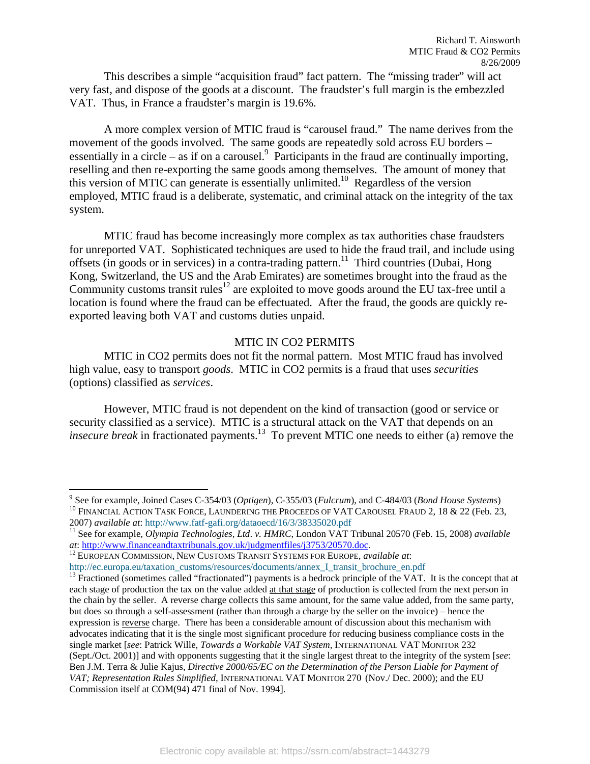This describes a simple "acquisition fraud" fact pattern. The "missing trader" will act very fast, and dispose of the goods at a discount. The fraudster's full margin is the embezzled VAT. Thus, in France a fraudster's margin is 19.6%.

A more complex version of MTIC fraud is "carousel fraud." The name derives from the movement of the goods involved. The same goods are repeatedly sold across EU borders – essentially in a circle – as if on a carousel.[9] Participants in the fraud are continually importing, reselling and then re-exporting the same goods among themselves. The amount of money that this version of MTIC can generate is essentially unlimited.[10] Regardless of the version employed, MTIC fraud is a deliberate, systematic, and criminal attack on the integrity of the tax system.

MTIC fraud has become increasingly more complex as tax authorities chase fraudsters for unreported VAT. Sophisticated techniques are used to hide the fraud trail, and include using offsets (in goods or in services) in a contra-trading pattern.[11] Third countries (Dubai, Hong Kong, Switzerland, the US and the Arab Emirates) are sometimes brought into the fraud as the Community customs transit rules[12] are exploited to move goods around the EU tax-free until a location is found where the fraud can be effectuated. After the fraud, the goods are quickly re-exported leaving both VAT and customs duties unpaid.

## MTIC IN CO2 PERMITS

MTIC in CO2 permits does not fit the normal pattern. Most MTIC fraud has involved high value, easy to transport *goods*. MTIC in CO2 permits is a fraud that uses *securities* (options) classified as *services*.

However, MTIC fraud is not dependent on the kind of transaction (good or service or security classified as a service). MTIC is a structural attack on the VAT that depends on an *insecure break* in fractionated payments.[13] To prevent MTIC one needs to either (a) remove the

---

[9] See for example, Joined Cases C-354/03 (*Optigen*), C-355/03 (*Fulcrum*), and C-484/03 (*Bond House Systems*)

[10] FINANCIAL ACTION TASK FORCE, LAUNDERING THE PROCEEDS OF VAT CAROUSEL FRAUD 2, 18 & 22 (Feb. 23, 2007) *available at*: http://www.fatf-gafi.org/dataoecd/16/3/38335020.pdf

[11] See for example, *Olympia Technologies, Ltd. v. HMRC,* London VAT Tribunal 20570 (Feb. 15, 2008) *available at*: http://www.financeandtaxtribunals.gov.uk/judgmentfiles/j3753/20570.doc.

[12] EUROPEAN COMMISSION, NEW CUSTOMS TRANSIT SYSTEMS FOR EUROPE, *available at*: http://ec.europa.eu/taxation_customs/resources/documents/annex_I_transit_brochure_en.pdf

[13] Fractioned (sometimes called "fractionated") payments is a bedrock principle of the VAT. It is the concept that at each stage of production the tax on the value added at that stage of production is collected from the next person in the chain by the seller. A reverse charge collects this same amount, for the same value added, from the same party, but does so through a self-assessment (rather than through a charge by the seller on the invoice) – hence the expression is reverse charge. There has been a considerable amount of discussion about this mechanism with advocates indicating that it is the single most significant procedure for reducing business compliance costs in the single market [*see*: Patrick Wille, *Towards a Workable VAT System,* INTERNATIONAL VAT MONITOR 232 (Sept./Oct. 2001)] and with opponents suggesting that it the single largest threat to the integrity of the system [*see*: Ben J.M. Terra & Julie Kajus, *Directive 2000/65/EC on the Determination of the Person Liable for Payment of VAT; Representation Rules Simplified,* INTERNATIONAL VAT MONITOR 270 (Nov./ Dec. 2000); and the EU Commission itself at COM(94) 471 final of Nov. 1994].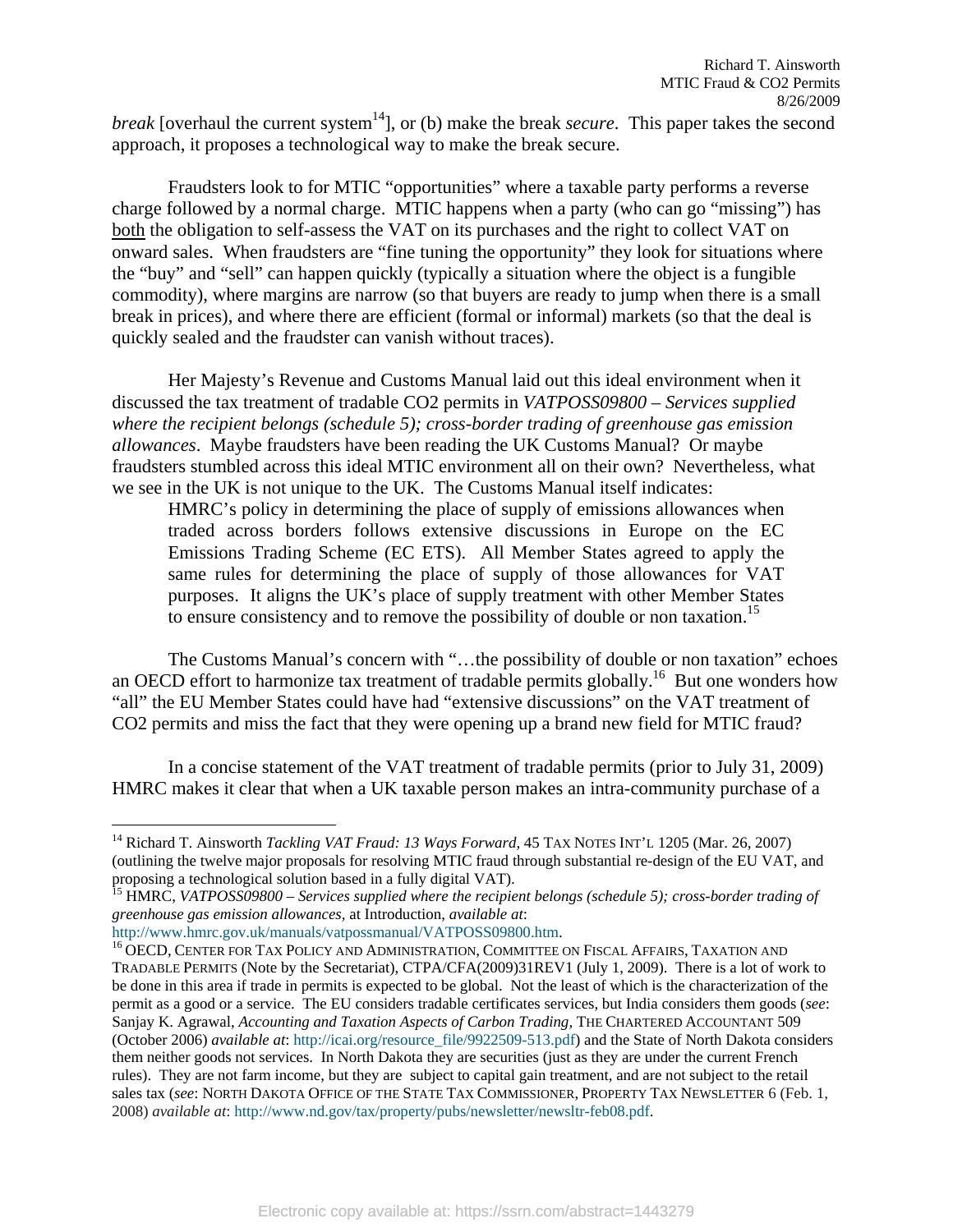*break* [overhaul the current system[14]], or (b) make the break *secure*. This paper takes the second approach, it proposes a technological way to make the break secure.

Fraudsters look to for MTIC "opportunities" where a taxable party performs a reverse charge followed by a normal charge. MTIC happens when a party (who can go "missing") has both the obligation to self-assess the VAT on its purchases and the right to collect VAT on onward sales. When fraudsters are "fine tuning the opportunity" they look for situations where the "buy" and "sell" can happen quickly (typically a situation where the object is a fungible commodity), where margins are narrow (so that buyers are ready to jump when there is a small break in prices), and where there are efficient (formal or informal) markets (so that the deal is quickly sealed and the fraudster can vanish without traces).

Her Majesty's Revenue and Customs Manual laid out this ideal environment when it discussed the tax treatment of tradable CO2 permits in *VATPOSS09800 – Services supplied where the recipient belongs (schedule 5); cross-border trading of greenhouse gas emission allowances*. Maybe fraudsters have been reading the UK Customs Manual? Or maybe fraudsters stumbled across this ideal MTIC environment all on their own? Nevertheless, what we see in the UK is not unique to the UK. The Customs Manual itself indicates:

> HMRC's policy in determining the place of supply of emissions allowances when traded across borders follows extensive discussions in Europe on the EC Emissions Trading Scheme (EC ETS). All Member States agreed to apply the same rules for determining the place of supply of those allowances for VAT purposes. It aligns the UK's place of supply treatment with other Member States to ensure consistency and to remove the possibility of double or non taxation.[15]

The Customs Manual's concern with "…the possibility of double or non taxation" echoes an OECD effort to harmonize tax treatment of tradable permits globally.[16] But one wonders how "all" the EU Member States could have had "extensive discussions" on the VAT treatment of CO2 permits and miss the fact that they were opening up a brand new field for MTIC fraud?

In a concise statement of the VAT treatment of tradable permits (prior to July 31, 2009) HMRC makes it clear that when a UK taxable person makes an intra-community purchase of a

---

[14] Richard T. Ainsworth *Tackling VAT Fraud: 13 Ways Forward*, 45 TAX NOTES INT'L 1205 (Mar. 26, 2007) (outlining the twelve major proposals for resolving MTIC fraud through substantial re-design of the EU VAT, and proposing a technological solution based in a fully digital VAT).

[15] HMRC, *VATPOSS09800 – Services supplied where the recipient belongs (schedule 5); cross-border trading of greenhouse gas emission allowances*, at Introduction, *available at*: http://www.hmrc.gov.uk/manuals/vatpossmanual/VATPOSS09800.htm.

[16] OECD, CENTER FOR TAX POLICY AND ADMINISTRATION, COMMITTEE ON FISCAL AFFAIRS, TAXATION AND TRADABLE PERMITS (Note by the Secretariat), CTPA/CFA(2009)31REV1 (July 1, 2009). There is a lot of work to be done in this area if trade in permits is expected to be global. Not the least of which is the characterization of the permit as a good or a service. The EU considers tradable certificates services, but India considers them goods (*see*: Sanjay K. Agrawal, *Accounting and Taxation Aspects of Carbon Trading*, THE CHARTERED ACCOUNTANT 509 (October 2006) *available at*: http://icai.org/resource_file/9922509-513.pdf) and the State of North Dakota considers them neither goods not services. In North Dakota they are securities (just as they are under the current French rules). They are not farm income, but they are subject to capital gain treatment, and are not subject to the retail sales tax (*see*: NORTH DAKOTA OFFICE OF THE STATE TAX COMMISSIONER, PROPERTY TAX NEWSLETTER 6 (Feb. 1, 2008) *available at*: http://www.nd.gov/tax/property/pubs/newsletter/newsltr-feb08.pdf.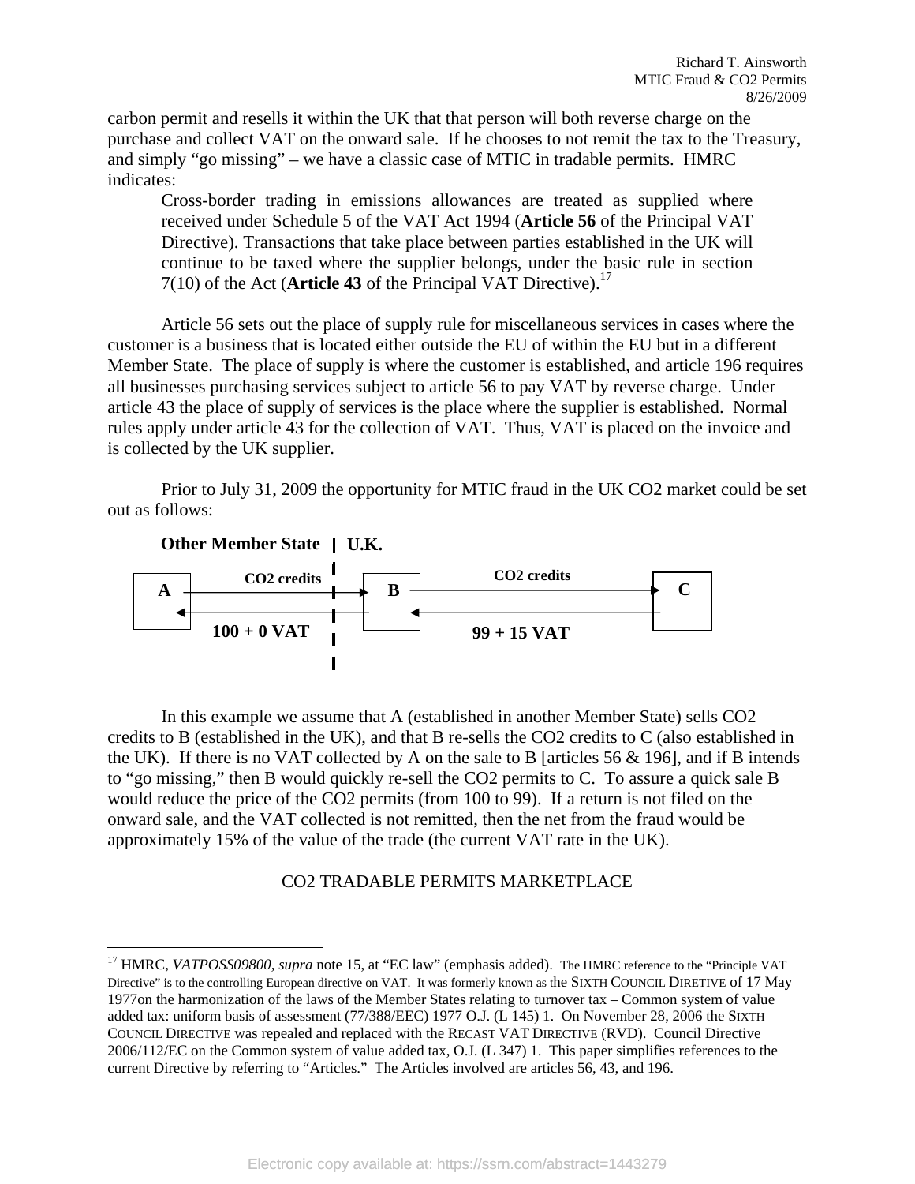carbon permit and resells it within the UK that that person will both reverse charge on the purchase and collect VAT on the onward sale. If he chooses to not remit the tax to the Treasury, and simply "go missing" – we have a classic case of MTIC in tradable permits. HMRC indicates:

> Cross-border trading in emissions allowances are treated as supplied where received under Schedule 5 of the VAT Act 1994 (**Article 56** of the Principal VAT Directive). Transactions that take place between parties established in the UK will continue to be taxed where the supplier belongs, under the basic rule in section 7(10) of the Act (**Article 43** of the Principal VAT Directive).[17]

Article 56 sets out the place of supply rule for miscellaneous services in cases where the customer is a business that is located either outside the EU of within the EU but in a different Member State. The place of supply is where the customer is established, and article 196 requires all businesses purchasing services subject to article 56 to pay VAT by reverse charge. Under article 43 the place of supply of services is the place where the supplier is established. Normal rules apply under article 43 for the collection of VAT. Thus, VAT is placed on the invoice and is collected by the UK supplier.

Prior to July 31, 2009 the opportunity for MTIC fraud in the UK $CO_2$ market could be set out as follows:

**Other Member State | U.K.**

A → (CO2 credits) → B → (CO2 credits) → C

A ← (**100 + 0 VAT**) ← B ← (**99 + 15 VAT**) ← C

In this example we assume that A (established in another Member State) sells $CO_2$ credits to B (established in the UK), and that B re-sells the $CO_2$ credits to C (also established in the UK). If there is no VAT collected by A on the sale to B [articles 56 & 196], and if B intends to "go missing," then B would quickly re-sell the $CO_2$ permits to C. To assure a quick sale B would reduce the price of the $CO_2$ permits (from 100 to 99). If a return is not filed on the onward sale, and the VAT collected is not remitted, then the net from the fraud would be approximately 15% of the value of the trade (the current VAT rate in the UK).

## CO2 TRADABLE PERMITS MARKETPLACE

---

[17] HMRC, *VATPOSS09800*, *supra* note 15, at "EC law" (emphasis added). The HMRC reference to the "Principle VAT Directive" is to the controlling European directive on VAT. It was formerly known as the SIXTH COUNCIL DIRETIVE of 17 May 1977on the harmonization of the laws of the Member States relating to turnover tax – Common system of value added tax: uniform basis of assessment (77/388/EEC) 1977 O.J. (L 145) 1. On November 28, 2006 the SIXTH COUNCIL DIRECTIVE was repealed and replaced with the RECAST VAT DIRECTIVE (RVD). Council Directive 2006/112/EC on the Common system of value added tax, O.J. (L 347) 1. This paper simplifies references to the current Directive by referring to "Articles." The Articles involved are articles 56, 43, and 196.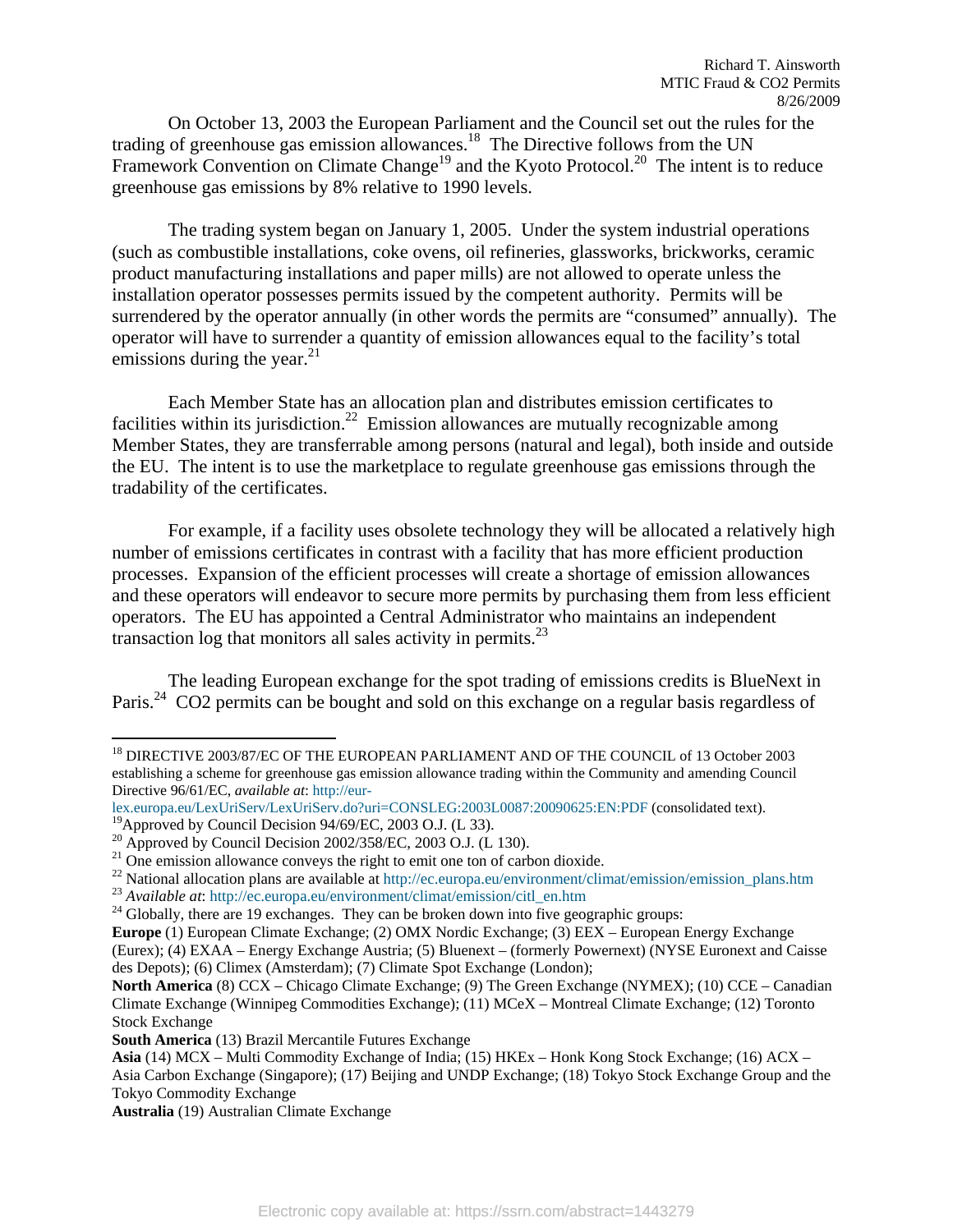On October 13, 2003 the European Parliament and the Council set out the rules for the trading of greenhouse gas emission allowances.[18] The Directive follows from the UN Framework Convention on Climate Change[19] and the Kyoto Protocol.[20] The intent is to reduce greenhouse gas emissions by 8% relative to 1990 levels.

The trading system began on January 1, 2005. Under the system industrial operations (such as combustible installations, coke ovens, oil refineries, glassworks, brickworks, ceramic product manufacturing installations and paper mills) are not allowed to operate unless the installation operator possesses permits issued by the competent authority. Permits will be surrendered by the operator annually (in other words the permits are "consumed" annually). The operator will have to surrender a quantity of emission allowances equal to the facility's total emissions during the year.[21]

Each Member State has an allocation plan and distributes emission certificates to facilities within its jurisdiction.[22] Emission allowances are mutually recognizable among Member States, they are transferrable among persons (natural and legal), both inside and outside the EU. The intent is to use the marketplace to regulate greenhouse gas emissions through the tradability of the certificates.

For example, if a facility uses obsolete technology they will be allocated a relatively high number of emissions certificates in contrast with a facility that has more efficient production processes. Expansion of the efficient processes will create a shortage of emission allowances and these operators will endeavor to secure more permits by purchasing them from less efficient operators. The EU has appointed a Central Administrator who maintains an independent transaction log that monitors all sales activity in permits.[23]

The leading European exchange for the spot trading of emissions credits is BlueNext in Paris.[24] CO2 permits can be bought and sold on this exchange on a regular basis regardless of

---

[18] DIRECTIVE 2003/87/EC OF THE EUROPEAN PARLIAMENT AND OF THE COUNCIL of 13 October 2003 establishing a scheme for greenhouse gas emission allowance trading within the Community and amending Council Directive 96/61/EC, *available at*: http://eur-lex.europa.eu/LexUriServ/LexUriServ.do?uri=CONSLEG:2003L0087:20090625:EN:PDF (consolidated text).

[19] Approved by Council Decision 94/69/EC, 2003 O.J. (L 33).

[20] Approved by Council Decision 2002/358/EC, 2003 O.J. (L 130).

[21] One emission allowance conveys the right to emit one ton of carbon dioxide.

[22] National allocation plans are available at http://ec.europa.eu/environment/climat/emission/emission_plans.htm

[23] *Available at*: http://ec.europa.eu/environment/climat/emission/citl_en.htm

[24] Globally, there are 19 exchanges. They can be broken down into five geographic groups:
**Europe** (1) European Climate Exchange; (2) OMX Nordic Exchange; (3) EEX – European Energy Exchange (Eurex); (4) EXAA – Energy Exchange Austria; (5) Bluenext – (formerly Powernext) (NYSE Euronext and Caisse des Depots); (6) Climex (Amsterdam); (7) Climate Spot Exchange (London);
**North America** (8) CCX – Chicago Climate Exchange; (9) The Green Exchange (NYMEX); (10) CCE – Canadian Climate Exchange (Winnipeg Commodities Exchange); (11) MCeX – Montreal Climate Exchange; (12) Toronto Stock Exchange
**South America** (13) Brazil Mercantile Futures Exchange
**Asia** (14) MCX – Multi Commodity Exchange of India; (15) HKEx – Honk Kong Stock Exchange; (16) ACX – Asia Carbon Exchange (Singapore); (17) Beijing and UNDP Exchange; (18) Tokyo Stock Exchange Group and the Tokyo Commodity Exchange
**Australia** (19) Australian Climate Exchange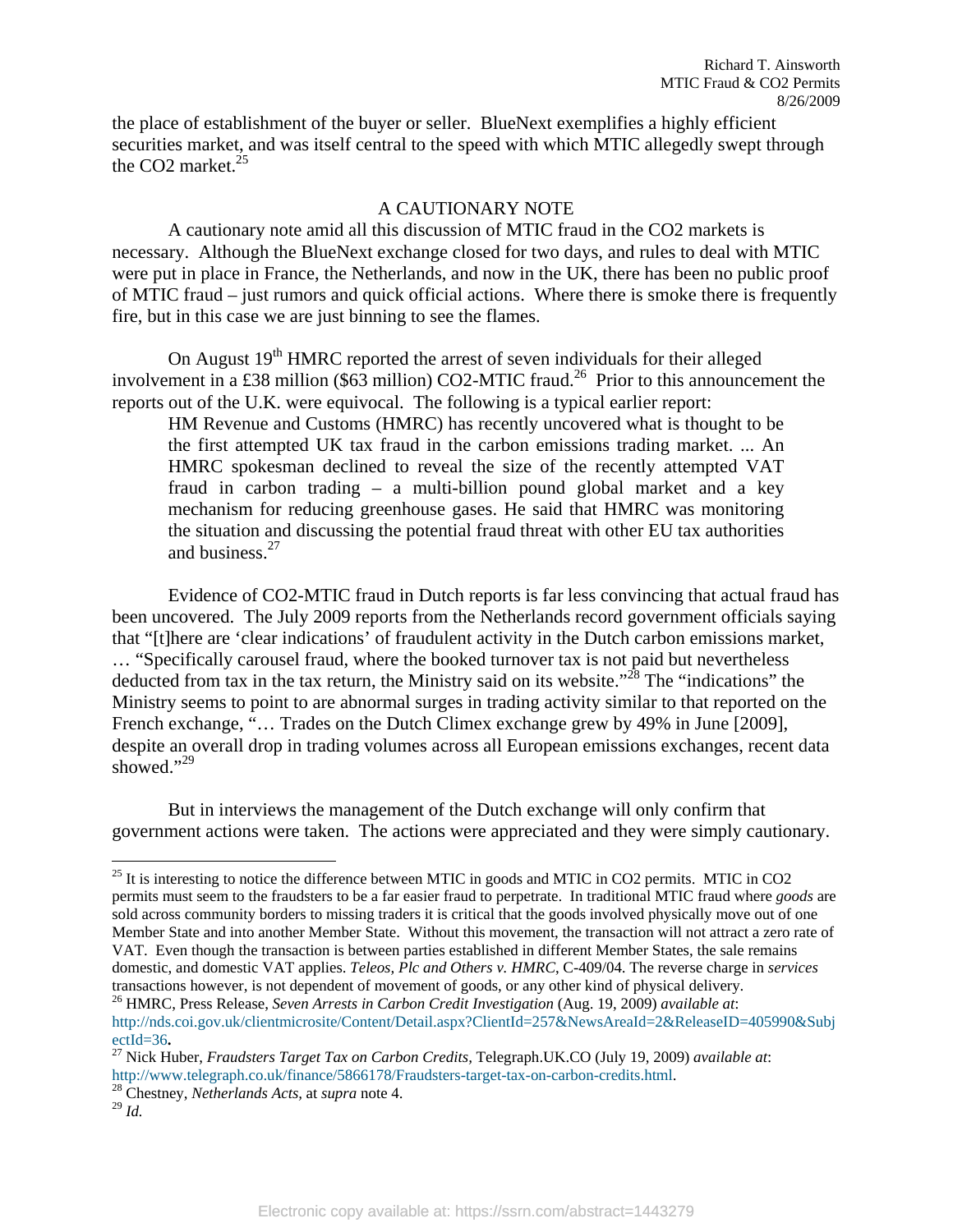the place of establishment of the buyer or seller. BlueNext exemplifies a highly efficient securities market, and was itself central to the speed with which MTIC allegedly swept through the CO2 market.[25]

## A CAUTIONARY NOTE

A cautionary note amid all this discussion of MTIC fraud in the CO2 markets is necessary. Although the BlueNext exchange closed for two days, and rules to deal with MTIC were put in place in France, the Netherlands, and now in the UK, there has been no public proof of MTIC fraud – just rumors and quick official actions. Where there is smoke there is frequently fire, but in this case we are just binning to see the flames.

On August 19th HMRC reported the arrest of seven individuals for their alleged involvement in a £38 million ($63 million) CO2-MTIC fraud.[26] Prior to this announcement the reports out of the U.K. were equivocal. The following is a typical earlier report:

> HM Revenue and Customs (HMRC) has recently uncovered what is thought to be the first attempted UK tax fraud in the carbon emissions trading market. ... An HMRC spokesman declined to reveal the size of the recently attempted VAT fraud in carbon trading – a multi-billion pound global market and a key mechanism for reducing greenhouse gases. He said that HMRC was monitoring the situation and discussing the potential fraud threat with other EU tax authorities and business.[27]

Evidence of CO2-MTIC fraud in Dutch reports is far less convincing that actual fraud has been uncovered. The July 2009 reports from the Netherlands record government officials saying that "[t]here are 'clear indications' of fraudulent activity in the Dutch carbon emissions market, … "Specifically carousel fraud, where the booked turnover tax is not paid but nevertheless deducted from tax in the tax return, the Ministry said on its website."[28] The "indications" the Ministry seems to point to are abnormal surges in trading activity similar to that reported on the French exchange, "… Trades on the Dutch Climex exchange grew by 49% in June [2009], despite an overall drop in trading volumes across all European emissions exchanges, recent data showed."[29]

But in interviews the management of the Dutch exchange will only confirm that government actions were taken. The actions were appreciated and they were simply cautionary.

---

[25] It is interesting to notice the difference between MTIC in goods and MTIC in CO2 permits. MTIC in CO2 permits must seem to the fraudsters to be a far easier fraud to perpetrate. In traditional MTIC fraud where *goods* are sold across community borders to missing traders it is critical that the goods involved physically move out of one Member State and into another Member State. Without this movement, the transaction will not attract a zero rate of VAT. Even though the transaction is between parties established in different Member States, the sale remains domestic, and domestic VAT applies. *Teleos, Plc and Others v. HMRC,* C-409/04. The reverse charge in *services* transactions however, is not dependent of movement of goods, or any other kind of physical delivery.

[26] HMRC, Press Release, *Seven Arrests in Carbon Credit Investigation* (Aug. 19, 2009) *available at*: http://nds.coi.gov.uk/clientmicrosite/Content/Detail.aspx?ClientId=257&NewsAreaId=2&ReleaseID=405990&SubjectId=36**.**

[27] Nick Huber, *Fraudsters Target Tax on Carbon Credits,* Telegraph.UK.CO (July 19, 2009) *available at*: http://www.telegraph.co.uk/finance/5866178/Fraudsters-target-tax-on-carbon-credits.html.

[28] Chestney, *Netherlands Acts,* at *supra* note 4.

[29] *Id.*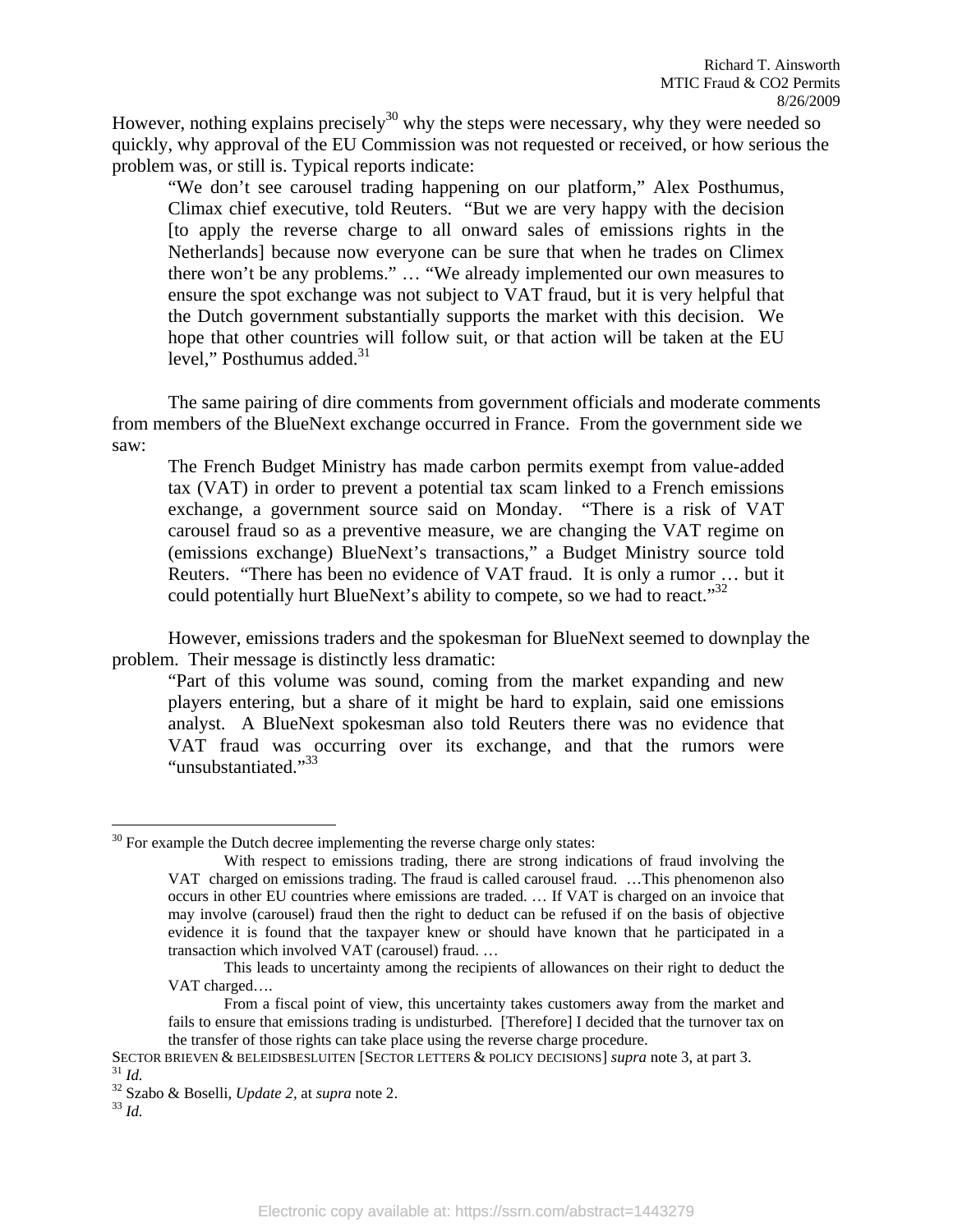However, nothing explains precisely[30] why the steps were necessary, why they were needed so quickly, why approval of the EU Commission was not requested or received, or how serious the problem was, or still is. Typical reports indicate:

> "We don't see carousel trading happening on our platform," Alex Posthumus, Climax chief executive, told Reuters. "But we are very happy with the decision [to apply the reverse charge to all onward sales of emissions rights in the Netherlands] because now everyone can be sure that when he trades on Climex there won't be any problems." … "We already implemented our own measures to ensure the spot exchange was not subject to VAT fraud, but it is very helpful that the Dutch government substantially supports the market with this decision. We hope that other countries will follow suit, or that action will be taken at the EU level," Posthumus added.[31]

The same pairing of dire comments from government officials and moderate comments from members of the BlueNext exchange occurred in France. From the government side we saw:

> The French Budget Ministry has made carbon permits exempt from value-added tax (VAT) in order to prevent a potential tax scam linked to a French emissions exchange, a government source said on Monday. "There is a risk of VAT carousel fraud so as a preventive measure, we are changing the VAT regime on (emissions exchange) BlueNext's transactions," a Budget Ministry source told Reuters. "There has been no evidence of VAT fraud. It is only a rumor … but it could potentially hurt BlueNext's ability to compete, so we had to react."[32]

However, emissions traders and the spokesman for BlueNext seemed to downplay the problem. Their message is distinctly less dramatic:

> "Part of this volume was sound, coming from the market expanding and new players entering, but a share of it might be hard to explain, said one emissions analyst. A BlueNext spokesman also told Reuters there was no evidence that VAT fraud was occurring over its exchange, and that the rumors were "unsubstantiated."[33]

---

[30] For example the Dutch decree implementing the reverse charge only states:

> With respect to emissions trading, there are strong indications of fraud involving the VAT charged on emissions trading. The fraud is called carousel fraud. …This phenomenon also occurs in other EU countries where emissions are traded. … If VAT is charged on an invoice that may involve (carousel) fraud then the right to deduct can be refused if on the basis of objective evidence it is found that the taxpayer knew or should have known that he participated in a transaction which involved VAT (carousel) fraud. …
>
> This leads to uncertainty among the recipients of allowances on their right to deduct the VAT charged….
>
> From a fiscal point of view, this uncertainty takes customers away from the market and fails to ensure that emissions trading is undisturbed. [Therefore] I decided that the turnover tax on the transfer of those rights can take place using the reverse charge procedure.

SECTOR BRIEVEN & BELEIDSBESLUITEN [SECTOR LETTERS & POLICY DECISIONS] *supra* note 3, at part 3.

[31] *Id.*

[32] Szabo & Boselli, *Update 2,* at *supra* note 2.

[33] *Id.*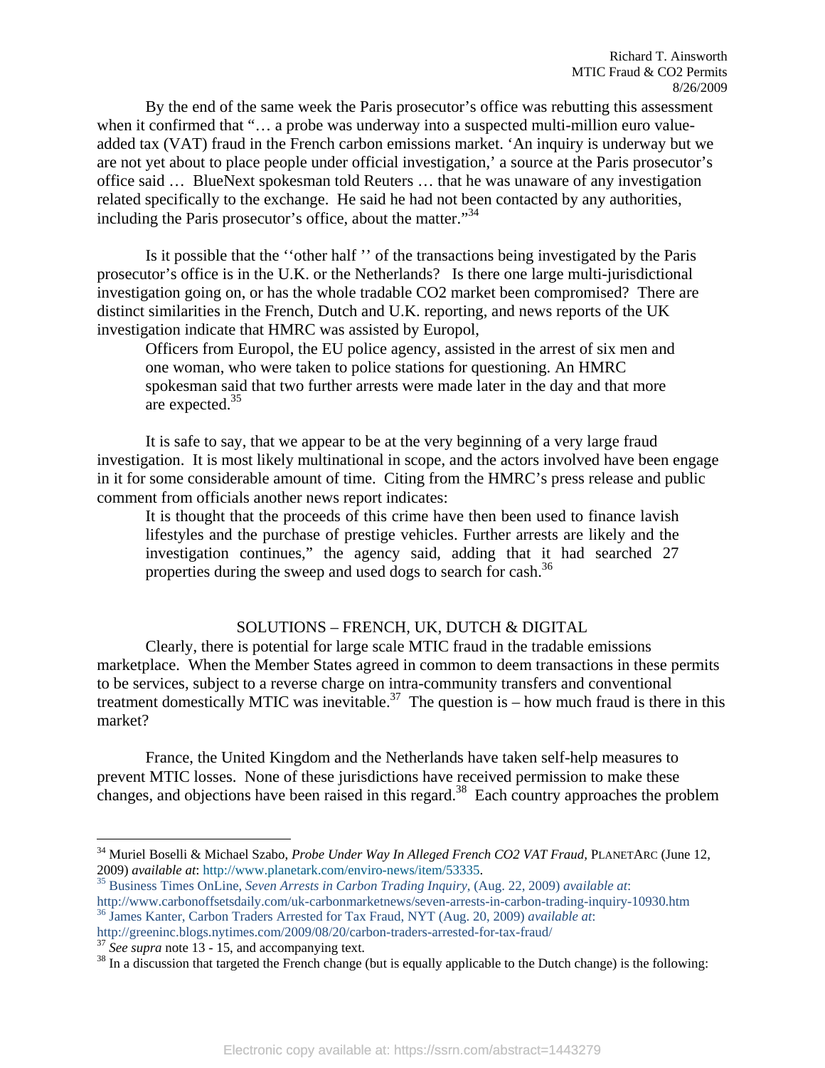By the end of the same week the Paris prosecutor's office was rebutting this assessment when it confirmed that "… a probe was underway into a suspected multi-million euro value-added tax (VAT) fraud in the French carbon emissions market. 'An inquiry is underway but we are not yet about to place people under official investigation,' a source at the Paris prosecutor's office said … BlueNext spokesman told Reuters … that he was unaware of any investigation related specifically to the exchange. He said he had not been contacted by any authorities, including the Paris prosecutor's office, about the matter."[34]

Is it possible that the ''other half '' of the transactions being investigated by the Paris prosecutor's office is in the U.K. or the Netherlands? Is there one large multi-jurisdictional investigation going on, or has the whole tradable CO2 market been compromised? There are distinct similarities in the French, Dutch and U.K. reporting, and news reports of the UK investigation indicate that HMRC was assisted by Europol,

> Officers from Europol, the EU police agency, assisted in the arrest of six men and one woman, who were taken to police stations for questioning. An HMRC spokesman said that two further arrests were made later in the day and that more are expected.[35]

It is safe to say, that we appear to be at the very beginning of a very large fraud investigation. It is most likely multinational in scope, and the actors involved have been engage in it for some considerable amount of time. Citing from the HMRC's press release and public comment from officials another news report indicates:

> It is thought that the proceeds of this crime have then been used to finance lavish lifestyles and the purchase of prestige vehicles. Further arrests are likely and the investigation continues," the agency said, adding that it had searched 27 properties during the sweep and used dogs to search for cash.[36]

## SOLUTIONS – FRENCH, UK, DUTCH & DIGITAL

Clearly, there is potential for large scale MTIC fraud in the tradable emissions marketplace. When the Member States agreed in common to deem transactions in these permits to be services, subject to a reverse charge on intra-community transfers and conventional treatment domestically MTIC was inevitable.[37] The question is – how much fraud is there in this market?

France, the United Kingdom and the Netherlands have taken self-help measures to prevent MTIC losses. None of these jurisdictions have received permission to make these changes, and objections have been raised in this regard.[38] Each country approaches the problem

---

[34] Muriel Boselli & Michael Szabo, *Probe Under Way In Alleged French CO2 VAT Fraud*, PLANETARC (June 12, 2009) *available at*: http://www.planetark.com/enviro-news/item/53335.

[35] Business Times OnLine, *Seven Arrests in Carbon Trading Inquiry*, (Aug. 22, 2009) *available at*: http://www.carbonoffsetsdaily.com/uk-carbonmarketnews/seven-arrests-in-carbon-trading-inquiry-10930.htm

[36] James Kanter, Carbon Traders Arrested for Tax Fraud, NYT (Aug. 20, 2009) *available at*: http://greeninc.blogs.nytimes.com/2009/08/20/carbon-traders-arrested-for-tax-fraud/

[37] *See supra* note 13 - 15, and accompanying text.

[38] In a discussion that targeted the French change (but is equally applicable to the Dutch change) is the following: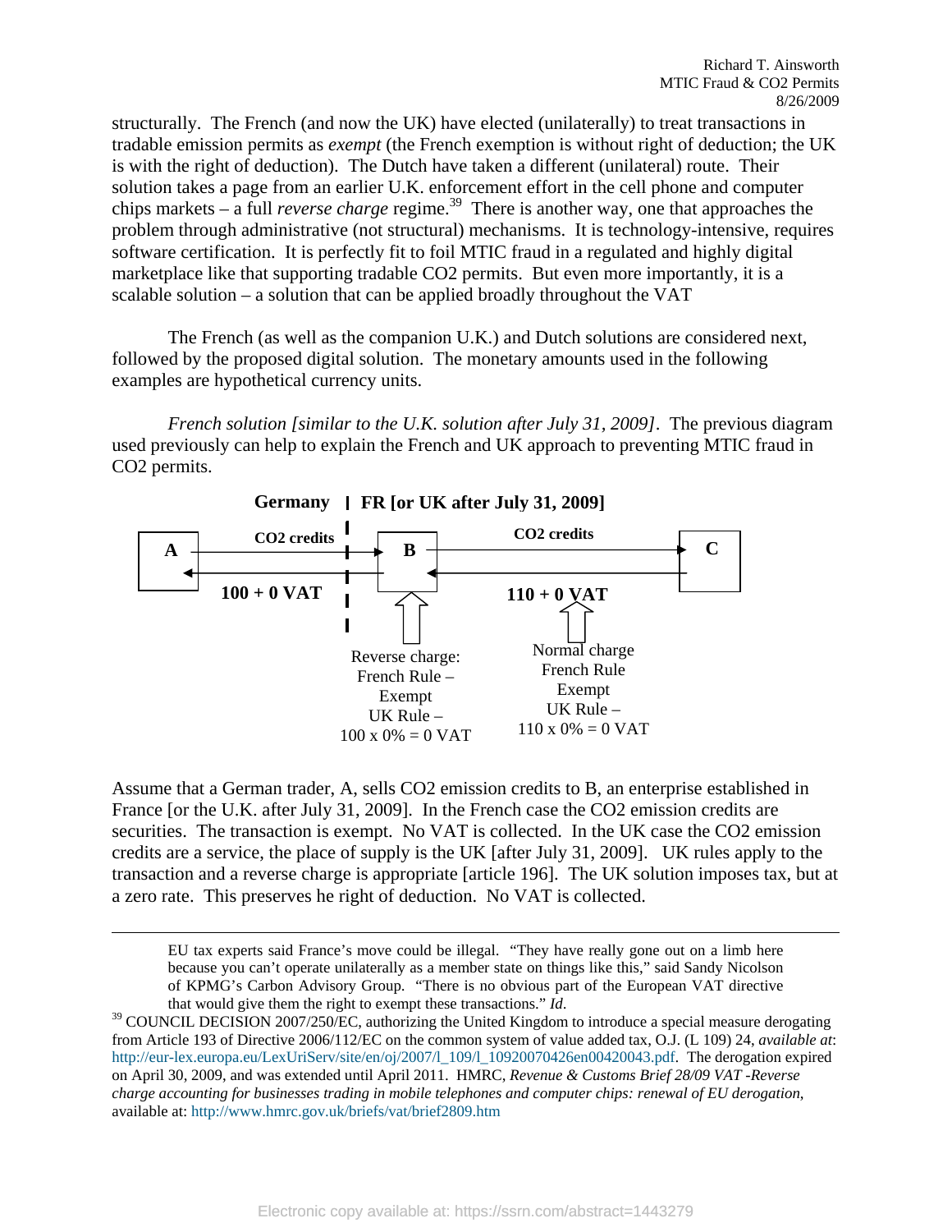structurally. The French (and now the UK) have elected (unilaterally) to treat transactions in tradable emission permits as *exempt* (the French exemption is without right of deduction; the UK is with the right of deduction). The Dutch have taken a different (unilateral) route. Their solution takes a page from an earlier U.K. enforcement effort in the cell phone and computer chips markets – a full *reverse charge* regime.[39] There is another way, one that approaches the problem through administrative (not structural) mechanisms. It is technology-intensive, requires software certification. It is perfectly fit to foil MTIC fraud in a regulated and highly digital marketplace like that supporting tradable CO2 permits. But even more importantly, it is a scalable solution – a solution that can be applied broadly throughout the VAT

The French (as well as the companion U.K.) and Dutch solutions are considered next, followed by the proposed digital solution. The monetary amounts used in the following examples are hypothetical currency units.

*French solution [similar to the U.K. solution after July 31, 2009]*. The previous diagram used previously can help to explain the French and UK approach to preventing MTIC fraud in CO2 permits.

**Germany | FR [or UK after July 31, 2009]**

| | A → B | B → C |
|---|---|---|
| Goods | CO2 credits | CO2 credits |
| Payment | 100 + 0 VAT | 110 + 0 VAT |
| Treatment | Reverse charge: French Rule – Exempt; UK Rule – 100 x 0% = 0 VAT | Normal charge: French Rule – Exempt; UK Rule – 110 x 0% = 0 VAT |

Assume that a German trader, A, sells CO2 emission credits to B, an enterprise established in France [or the U.K. after July 31, 2009]. In the French case the CO2 emission credits are securities. The transaction is exempt. No VAT is collected. In the UK case the CO2 emission credits are a service, the place of supply is the UK [after July 31, 2009]. UK rules apply to the transaction and a reverse charge is appropriate [article 196]. The UK solution imposes tax, but at a zero rate. This preserves he right of deduction. No VAT is collected.

---

EU tax experts said France's move could be illegal. "They have really gone out on a limb here because you can't operate unilaterally as a member state on things like this," said Sandy Nicolson of KPMG's Carbon Advisory Group. "There is no obvious part of the European VAT directive that would give them the right to exempt these transactions." *Id.*

[39] COUNCIL DECISION 2007/250/EC, authorizing the United Kingdom to introduce a special measure derogating from Article 193 of Directive 2006/112/EC on the common system of value added tax, O.J. (L 109) 24, *available at*: http://eur-lex.europa.eu/LexUriServ/site/en/oj/2007/l_109/l_10920070426en00420043.pdf. The derogation expired on April 30, 2009, and was extended until April 2011. HMRC, *Revenue & Customs Brief 28/09 VAT -Reverse charge accounting for businesses trading in mobile telephones and computer chips: renewal of EU derogation*, available at: http://www.hmrc.gov.uk/briefs/vat/brief2809.htm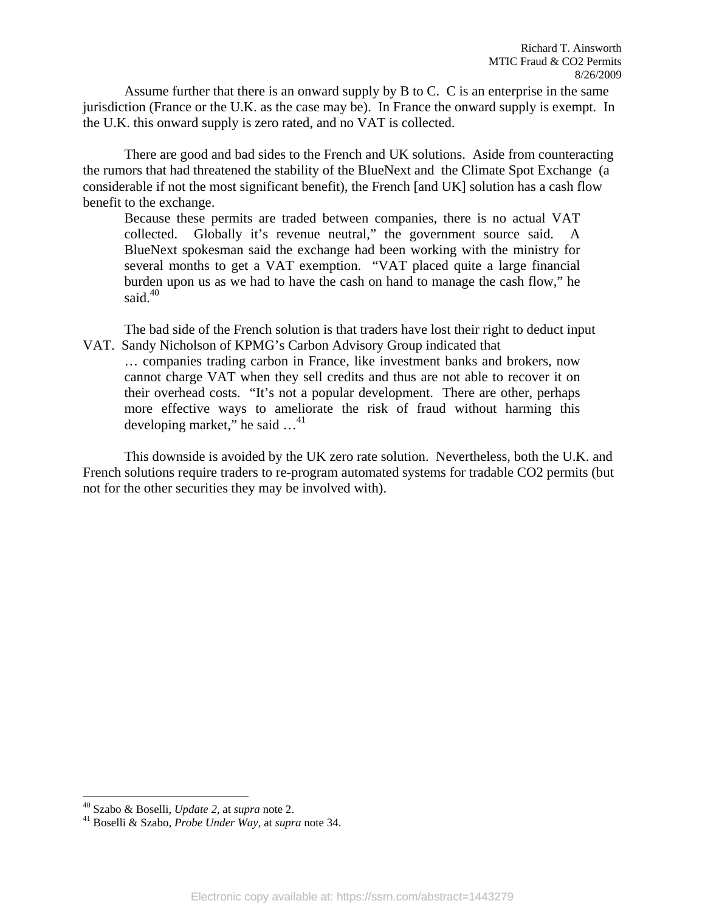Assume further that there is an onward supply by B to C. C is an enterprise in the same jurisdiction (France or the U.K. as the case may be). In France the onward supply is exempt. In the U.K. this onward supply is zero rated, and no VAT is collected.

There are good and bad sides to the French and UK solutions. Aside from counteracting the rumors that had threatened the stability of the BlueNext and the Climate Spot Exchange (a considerable if not the most significant benefit), the French [and UK] solution has a cash flow benefit to the exchange.

> Because these permits are traded between companies, there is no actual VAT collected. Globally it's revenue neutral," the government source said. A BlueNext spokesman said the exchange had been working with the ministry for several months to get a VAT exemption. "VAT placed quite a large financial burden upon us as we had to have the cash on hand to manage the cash flow," he said.[40]

The bad side of the French solution is that traders have lost their right to deduct input VAT. Sandy Nicholson of KPMG's Carbon Advisory Group indicated that

> … companies trading carbon in France, like investment banks and brokers, now cannot charge VAT when they sell credits and thus are not able to recover it on their overhead costs. "It's not a popular development. There are other, perhaps more effective ways to ameliorate the risk of fraud without harming this developing market," he said …[41]

This downside is avoided by the UK zero rate solution. Nevertheless, both the U.K. and French solutions require traders to re-program automated systems for tradable CO2 permits (but not for the other securities they may be involved with).

---

[40] Szabo & Boselli, *Update 2,* at *supra* note 2.

[41] Boselli & Szabo, *Probe Under Way,* at *supra* note 34.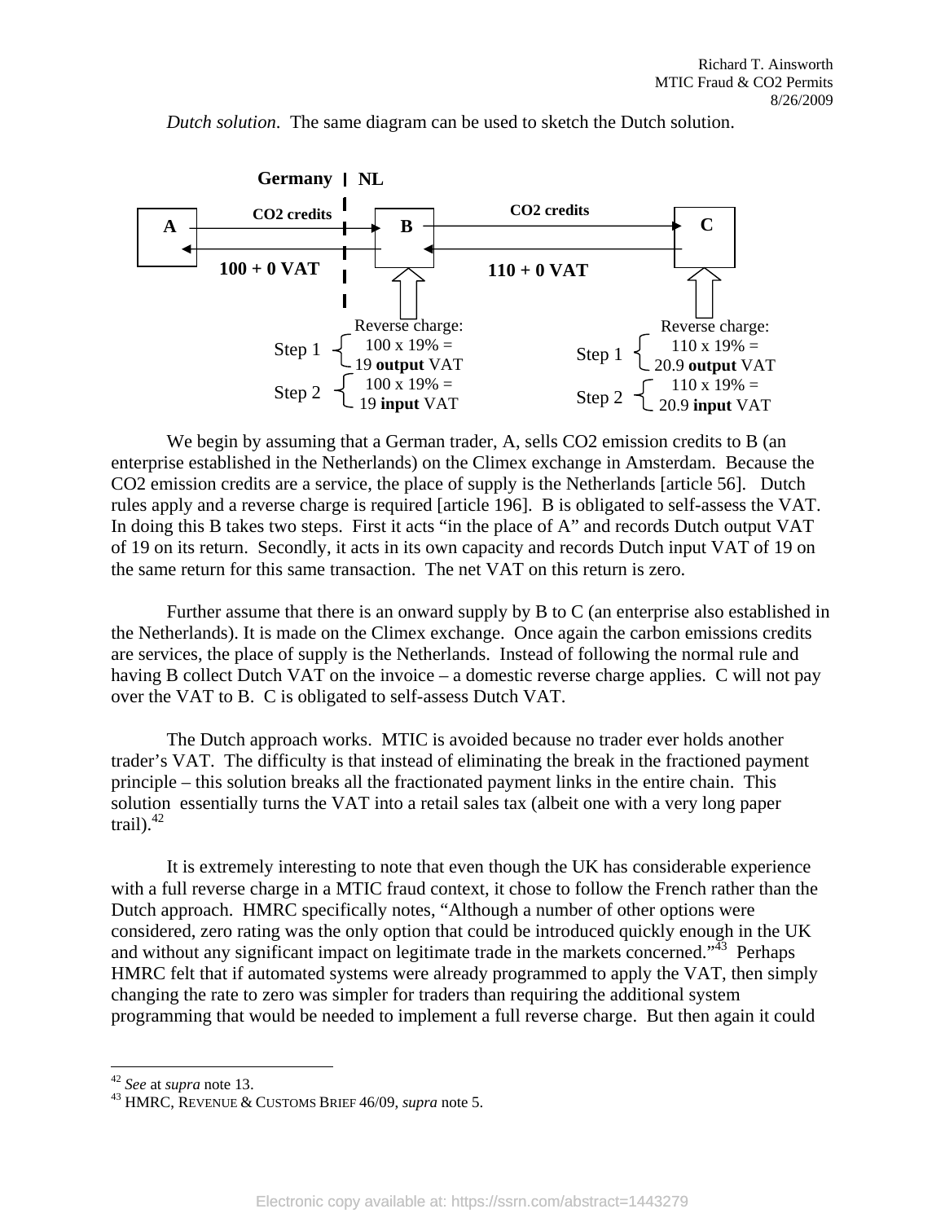*Dutch solution*. The same diagram can be used to sketch the Dutch solution.

Germany | NL

A → CO2 credits → B → CO2 credits → C

100 + 0 VAT (B to A) | 110 + 0 VAT (C to B)

B: Reverse charge:
Step 1 { 100 x 19% = 19 **output** VAT
Step 2 { 100 x 19% = 19 **input** VAT

C: Reverse charge:
Step 1 { 110 x 19% = 20.9 **output** VAT
Step 2 { 110 x 19% = 20.9 **input** VAT

We begin by assuming that a German trader, A, sells CO2 emission credits to B (an enterprise established in the Netherlands) on the Climex exchange in Amsterdam. Because the CO2 emission credits are a service, the place of supply is the Netherlands [article 56]. Dutch rules apply and a reverse charge is required [article 196]. B is obligated to self-assess the VAT. In doing this B takes two steps. First it acts "in the place of A" and records Dutch output VAT of 19 on its return. Secondly, it acts in its own capacity and records Dutch input VAT of 19 on the same return for this same transaction. The net VAT on this return is zero.

Further assume that there is an onward supply by B to C (an enterprise also established in the Netherlands). It is made on the Climex exchange. Once again the carbon emissions credits are services, the place of supply is the Netherlands. Instead of following the normal rule and having B collect Dutch VAT on the invoice – a domestic reverse charge applies. C will not pay over the VAT to B. C is obligated to self-assess Dutch VAT.

The Dutch approach works. MTIC is avoided because no trader ever holds another trader's VAT. The difficulty is that instead of eliminating the break in the fractioned payment principle – this solution breaks all the fractionated payment links in the entire chain. This solution essentially turns the VAT into a retail sales tax (albeit one with a very long paper trail).[42]

It is extremely interesting to note that even though the UK has considerable experience with a full reverse charge in a MTIC fraud context, it chose to follow the French rather than the Dutch approach. HMRC specifically notes, "Although a number of other options were considered, zero rating was the only option that could be introduced quickly enough in the UK and without any significant impact on legitimate trade in the markets concerned."[43] Perhaps HMRC felt that if automated systems were already programmed to apply the VAT, then simply changing the rate to zero was simpler for traders than requiring the additional system programming that would be needed to implement a full reverse charge. But then again it could

---

[42] *See* at *supra* note 13.

[43] HMRC, REVENUE & CUSTOMS BRIEF 46/09, *supra* note 5.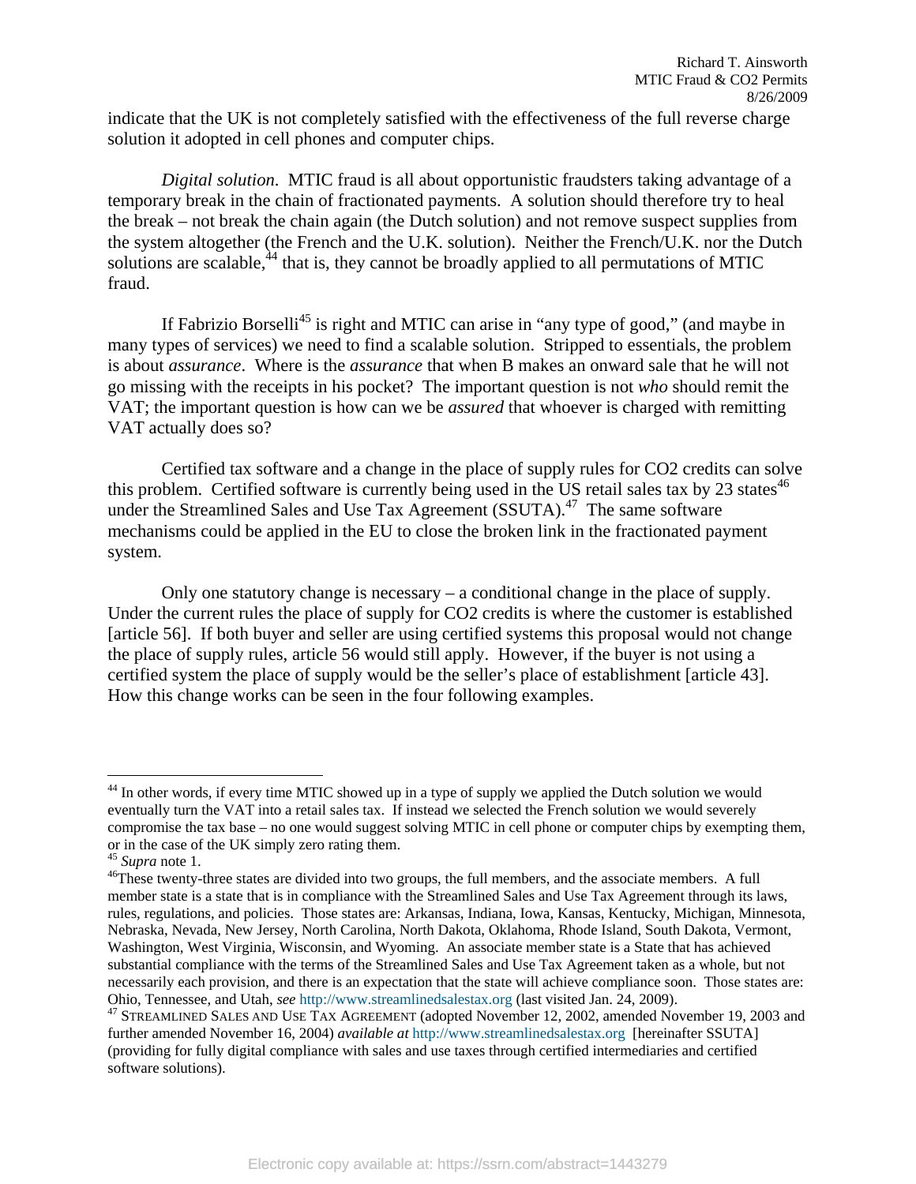indicate that the UK is not completely satisfied with the effectiveness of the full reverse charge solution it adopted in cell phones and computer chips.

*Digital solution*. MTIC fraud is all about opportunistic fraudsters taking advantage of a temporary break in the chain of fractionated payments. A solution should therefore try to heal the break – not break the chain again (the Dutch solution) and not remove suspect supplies from the system altogether (the French and the U.K. solution). Neither the French/U.K. nor the Dutch solutions are scalable,[44] that is, they cannot be broadly applied to all permutations of MTIC fraud.

If Fabrizio Borselli[45] is right and MTIC can arise in "any type of good," (and maybe in many types of services) we need to find a scalable solution. Stripped to essentials, the problem is about *assurance*. Where is the *assurance* that when B makes an onward sale that he will not go missing with the receipts in his pocket? The important question is not *who* should remit the VAT; the important question is how can we be *assured* that whoever is charged with remitting VAT actually does so?

Certified tax software and a change in the place of supply rules for CO2 credits can solve this problem. Certified software is currently being used in the US retail sales tax by 23 states[46] under the Streamlined Sales and Use Tax Agreement (SSUTA).[47] The same software mechanisms could be applied in the EU to close the broken link in the fractionated payment system.

Only one statutory change is necessary – a conditional change in the place of supply. Under the current rules the place of supply for CO2 credits is where the customer is established [article 56]. If both buyer and seller are using certified systems this proposal would not change the place of supply rules, article 56 would still apply. However, if the buyer is not using a certified system the place of supply would be the seller's place of establishment [article 43]. How this change works can be seen in the four following examples.

---

[44] In other words, if every time MTIC showed up in a type of supply we applied the Dutch solution we would eventually turn the VAT into a retail sales tax. If instead we selected the French solution we would severely compromise the tax base – no one would suggest solving MTIC in cell phone or computer chips by exempting them, or in the case of the UK simply zero rating them.

[45] *Supra* note 1.

[46] These twenty-three states are divided into two groups, the full members, and the associate members. A full member state is a state that is in compliance with the Streamlined Sales and Use Tax Agreement through its laws, rules, regulations, and policies. Those states are: Arkansas, Indiana, Iowa, Kansas, Kentucky, Michigan, Minnesota, Nebraska, Nevada, New Jersey, North Carolina, North Dakota, Oklahoma, Rhode Island, South Dakota, Vermont, Washington, West Virginia, Wisconsin, and Wyoming. An associate member state is a State that has achieved substantial compliance with the terms of the Streamlined Sales and Use Tax Agreement taken as a whole, but not necessarily each provision, and there is an expectation that the state will achieve compliance soon. Those states are: Ohio, Tennessee, and Utah, *see* http://www.streamlinedsalestax.org (last visited Jan. 24, 2009).

[47] STREAMLINED SALES AND USE TAX AGREEMENT (adopted November 12, 2002, amended November 19, 2003 and further amended November 16, 2004) *available at* http://www.streamlinedsalestax.org [hereinafter SSUTA] (providing for fully digital compliance with sales and use taxes through certified intermediaries and certified software solutions).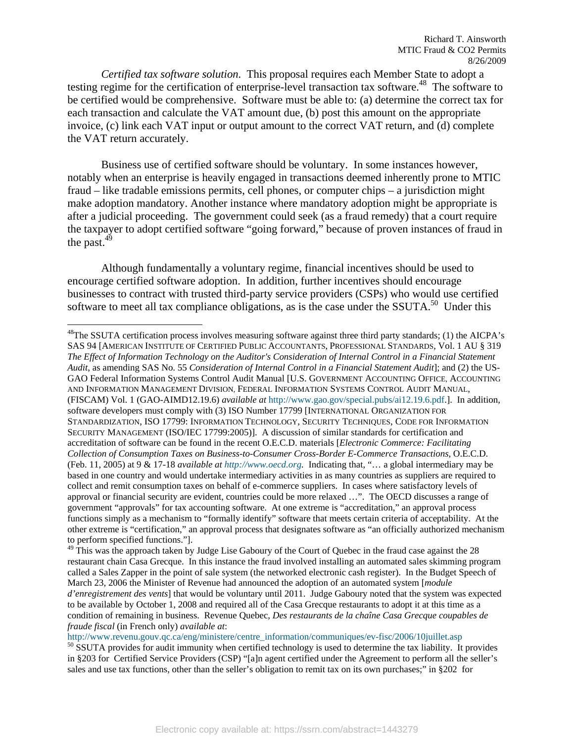*Certified tax software solution*. This proposal requires each Member State to adopt a testing regime for the certification of enterprise-level transaction tax software.[48] The software to be certified would be comprehensive. Software must be able to: (a) determine the correct tax for each transaction and calculate the VAT amount due, (b) post this amount on the appropriate invoice, (c) link each VAT input or output amount to the correct VAT return, and (d) complete the VAT return accurately.

Business use of certified software should be voluntary. In some instances however, notably when an enterprise is heavily engaged in transactions deemed inherently prone to MTIC fraud – like tradable emissions permits, cell phones, or computer chips – a jurisdiction might make adoption mandatory. Another instance where mandatory adoption might be appropriate is after a judicial proceeding. The government could seek (as a fraud remedy) that a court require the taxpayer to adopt certified software "going forward," because of proven instances of fraud in the past.[49]

Although fundamentally a voluntary regime, financial incentives should be used to encourage certified software adoption. In addition, further incentives should encourage businesses to contract with trusted third-party service providers (CSPs) who would use certified software to meet all tax compliance obligations, as is the case under the SSUTA.[50] Under this

---

[48] The SSUTA certification process involves measuring software against three third party standards; (1) the AICPA's SAS 94 [AMERICAN INSTITUTE OF CERTIFIED PUBLIC ACCOUNTANTS, PROFESSIONAL STANDARDS, Vol. 1 AU § 319 *The Effect of Information Technology on the Auditor's Consideration of Internal Control in a Financial Statement Audit*, as amending SAS No. 55 *Consideration of Internal Control in a Financial Statement Audit*]; and (2) the US-GAO Federal Information Systems Control Audit Manual [U.S. GOVERNMENT ACCOUNTING OFFICE, ACCOUNTING AND INFORMATION MANAGEMENT DIVISION, FEDERAL INFORMATION SYSTEMS CONTROL AUDIT MANUAL, (FISCAM) Vol. 1 (GAO-AIMD12.19.6) *available at* http://www.gao.gov/special.pubs/ai12.19.6.pdf.]. In addition, software developers must comply with (3) ISO Number 17799 [INTERNATIONAL ORGANIZATION FOR STANDARDIZATION, ISO 17799: INFORMATION TECHNOLOGY, SECURITY TECHNIQUES, CODE FOR INFORMATION SECURITY MANAGEMENT (ISO/IEC 17799:2005)]. A discussion of similar standards for certification and accreditation of software can be found in the recent O.E.C.D. materials [*Electronic Commerce: Facilitating Collection of Consumption Taxes on Business-to-Consumer Cross-Border E-Commerce Transactions*, O.E.C.D. (Feb. 11, 2005) at 9 & 17-18 *available at http://www.oecd.org.* Indicating that, "… a global intermediary may be based in one country and would undertake intermediary activities in as many countries as suppliers are required to collect and remit consumption taxes on behalf of e-commerce suppliers. In cases where satisfactory levels of approval or financial security are evident, countries could be more relaxed …". The OECD discusses a range of government "approvals" for tax accounting software. At one extreme is "accreditation," an approval process functions simply as a mechanism to "formally identify" software that meets certain criteria of acceptability. At the other extreme is "certification," an approval process that designates software as "an officially authorized mechanism to perform specified functions."].

[49] This was the approach taken by Judge Lise Gaboury of the Court of Quebec in the fraud case against the 28 restaurant chain Casa Grecque. In this instance the fraud involved installing an automated sales skimming program called a Sales Zapper in the point of sale system (the networked electronic cash register). In the Budget Speech of March 23, 2006 the Minister of Revenue had announced the adoption of an automated system [*module d'enregistrement des ventes*] that would be voluntary until 2011. Judge Gaboury noted that the system was expected to be available by October 1, 2008 and required all of the Casa Grecque restaurants to adopt it at this time as a condition of remaining in business. Revenue Quebec, *Des restaurants de la chaîne Casa Grecque coupables de fraude fiscal* (in French only) *available at*: http://www.revenu.gouv.qc.ca/eng/ministere/centre_information/communiques/ev-fisc/2006/10juillet.asp

[50] SSUTA provides for audit immunity when certified technology is used to determine the tax liability. It provides in §203 for Certified Service Providers (CSP) "[a]n agent certified under the Agreement to perform all the seller's sales and use tax functions, other than the seller's obligation to remit tax on its own purchases;" in §202 for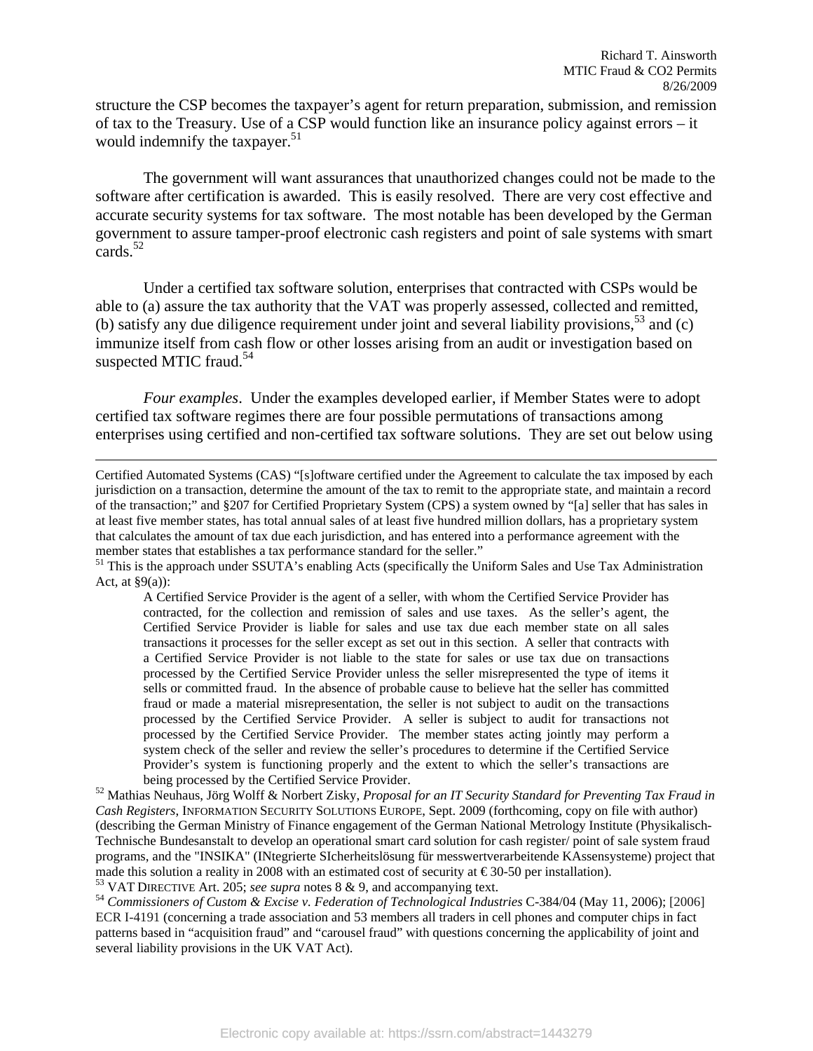structure the CSP becomes the taxpayer's agent for return preparation, submission, and remission of tax to the Treasury. Use of a CSP would function like an insurance policy against errors – it would indemnify the taxpayer.[51]

The government will want assurances that unauthorized changes could not be made to the software after certification is awarded. This is easily resolved. There are very cost effective and accurate security systems for tax software. The most notable has been developed by the German government to assure tamper-proof electronic cash registers and point of sale systems with smart cards.[52]

Under a certified tax software solution, enterprises that contracted with CSPs would be able to (a) assure the tax authority that the VAT was properly assessed, collected and remitted, (b) satisfy any due diligence requirement under joint and several liability provisions,[53] and (c) immunize itself from cash flow or other losses arising from an audit or investigation based on suspected MTIC fraud.[54]

*Four examples*. Under the examples developed earlier, if Member States were to adopt certified tax software regimes there are four possible permutations of transactions among enterprises using certified and non-certified tax software solutions. They are set out below using

---

Certified Automated Systems (CAS) "[s]oftware certified under the Agreement to calculate the tax imposed by each jurisdiction on a transaction, determine the amount of the tax to remit to the appropriate state, and maintain a record of the transaction;" and §207 for Certified Proprietary System (CPS) a system owned by "[a] seller that has sales in at least five member states, has total annual sales of at least five hundred million dollars, has a proprietary system that calculates the amount of tax due each jurisdiction, and has entered into a performance agreement with the member states that establishes a tax performance standard for the seller."

[51] This is the approach under SSUTA's enabling Acts (specifically the Uniform Sales and Use Tax Administration Act, at §9(a)):

> A Certified Service Provider is the agent of a seller, with whom the Certified Service Provider has contracted, for the collection and remission of sales and use taxes. As the seller's agent, the Certified Service Provider is liable for sales and use tax due each member state on all sales transactions it processes for the seller except as set out in this section. A seller that contracts with a Certified Service Provider is not liable to the state for sales or use tax due on transactions processed by the Certified Service Provider unless the seller misrepresented the type of items it sells or committed fraud. In the absence of probable cause to believe hat the seller has committed fraud or made a material misrepresentation, the seller is not subject to audit on the transactions processed by the Certified Service Provider. A seller is subject to audit for transactions not processed by the Certified Service Provider. The member states acting jointly may perform a system check of the seller and review the seller's procedures to determine if the Certified Service Provider's system is functioning properly and the extent to which the seller's transactions are being processed by the Certified Service Provider.

[52] Mathias Neuhaus, Jörg Wolff & Norbert Zisky, *Proposal for an IT Security Standard for Preventing Tax Fraud in Cash Registers*, INFORMATION SECURITY SOLUTIONS EUROPE, Sept. 2009 (forthcoming, copy on file with author) (describing the German Ministry of Finance engagement of the German National Metrology Institute (Physikalisch-Technische Bundesanstalt to develop an operational smart card solution for cash register/ point of sale system fraud programs, and the "INSIKA" (INtegrierte SIcherheitslösung für messwertverarbeitende KAssensysteme) project that made this solution a reality in 2008 with an estimated cost of security at €30-50 per installation).

[53] VAT DIRECTIVE Art. 205; *see supra* notes 8 & 9, and accompanying text.

[54] *Commissioners of Custom & Excise v. Federation of Technological Industries* C-384/04 (May 11, 2006); [2006] ECR I-4191 (concerning a trade association and 53 members all traders in cell phones and computer chips in fact patterns based in "acquisition fraud" and "carousel fraud" with questions concerning the applicability of joint and several liability provisions in the UK VAT Act).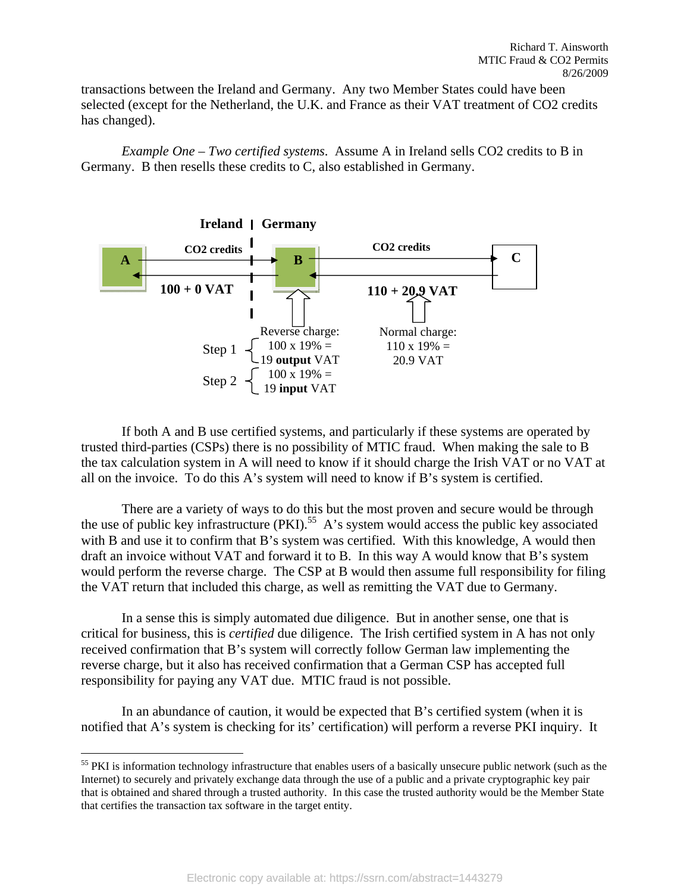transactions between the Ireland and Germany. Any two Member States could have been selected (except for the Netherland, the U.K. and France as their VAT treatment of CO2 credits has changed).

*Example One – Two certified systems*. Assume A in Ireland sells CO2 credits to B in Germany. B then resells these credits to C, also established in Germany.

**Ireland | Germany**

A → **CO2 credits** → B → **CO2 credits** → C

**100 + 0 VAT** (A–B) | **110 + 20.9 VAT** (B–C)

Step 1 { Reverse charge: 100 x 19% = 19 **output** VAT

Step 2 { 100 x 19% = 19 **input** VAT

Normal charge: 110 x 19% = 20.9 VAT

If both A and B use certified systems, and particularly if these systems are operated by trusted third-parties (CSPs) there is no possibility of MTIC fraud. When making the sale to B the tax calculation system in A will need to know if it should charge the Irish VAT or no VAT at all on the invoice. To do this A's system will need to know if B's system is certified.

There are a variety of ways to do this but the most proven and secure would be through the use of public key infrastructure (PKI).[55] A's system would access the public key associated with B and use it to confirm that B's system was certified. With this knowledge, A would then draft an invoice without VAT and forward it to B. In this way A would know that B's system would perform the reverse charge. The CSP at B would then assume full responsibility for filing the VAT return that included this charge, as well as remitting the VAT due to Germany.

In a sense this is simply automated due diligence. But in another sense, one that is critical for business, this is *certified* due diligence. The Irish certified system in A has not only received confirmation that B's system will correctly follow German law implementing the reverse charge, but it also has received confirmation that a German CSP has accepted full responsibility for paying any VAT due. MTIC fraud is not possible.

In an abundance of caution, it would be expected that B's certified system (when it is notified that A's system is checking for its' certification) will perform a reverse PKI inquiry. It

---

[55] PKI is information technology infrastructure that enables users of a basically unsecure public network (such as the Internet) to securely and privately exchange data through the use of a public and a private cryptographic key pair that is obtained and shared through a trusted authority. In this case the trusted authority would be the Member State that certifies the transaction tax software in the target entity.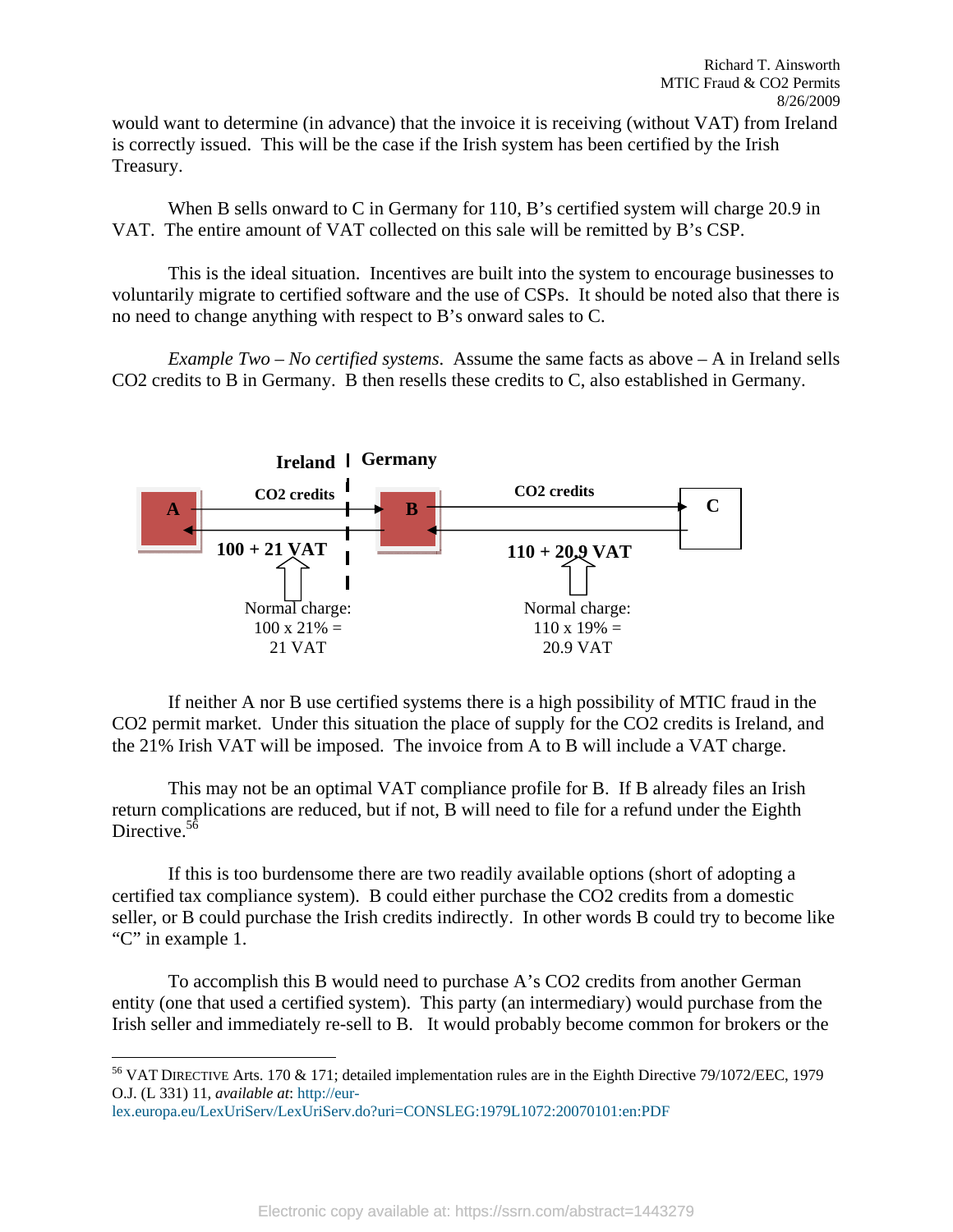would want to determine (in advance) that the invoice it is receiving (without VAT) from Ireland is correctly issued. This will be the case if the Irish system has been certified by the Irish Treasury.

When B sells onward to C in Germany for 110, B's certified system will charge 20.9 in VAT. The entire amount of VAT collected on this sale will be remitted by B's CSP.

This is the ideal situation. Incentives are built into the system to encourage businesses to voluntarily migrate to certified software and the use of CSPs. It should be noted also that there is no need to change anything with respect to B's onward sales to C.

*Example Two – No certified systems*. Assume the same facts as above – A in Ireland sells CO2 credits to B in Germany. B then resells these credits to C, also established in Germany.

**Ireland | Germany**

A → **CO2 credits** → B → **CO2 credits** → C

A ← **100 + 21 VAT** ← B ← **110 + 20.9 VAT** ← C

Normal charge: 100 x 21% = 21 VAT

Normal charge: 110 x 19% = 20.9 VAT

If neither A nor B use certified systems there is a high possibility of MTIC fraud in the CO2 permit market. Under this situation the place of supply for the CO2 credits is Ireland, and the 21% Irish VAT will be imposed. The invoice from A to B will include a VAT charge.

This may not be an optimal VAT compliance profile for B. If B already files an Irish return complications are reduced, but if not, B will need to file for a refund under the Eighth Directive.[56]

If this is too burdensome there are two readily available options (short of adopting a certified tax compliance system). B could either purchase the CO2 credits from a domestic seller, or B could purchase the Irish credits indirectly. In other words B could try to become like "C" in example 1.

To accomplish this B would need to purchase A's CO2 credits from another German entity (one that used a certified system). This party (an intermediary) would purchase from the Irish seller and immediately re-sell to B. It would probably become common for brokers or the

---

[56] VAT DIRECTIVE Arts. 170 & 171; detailed implementation rules are in the Eighth Directive 79/1072/EEC, 1979 O.J. (L 331) 11, *available at*: http://eur-lex.europa.eu/LexUriServ/LexUriServ.do?uri=CONSLEG:1979L1072:20070101:en:PDF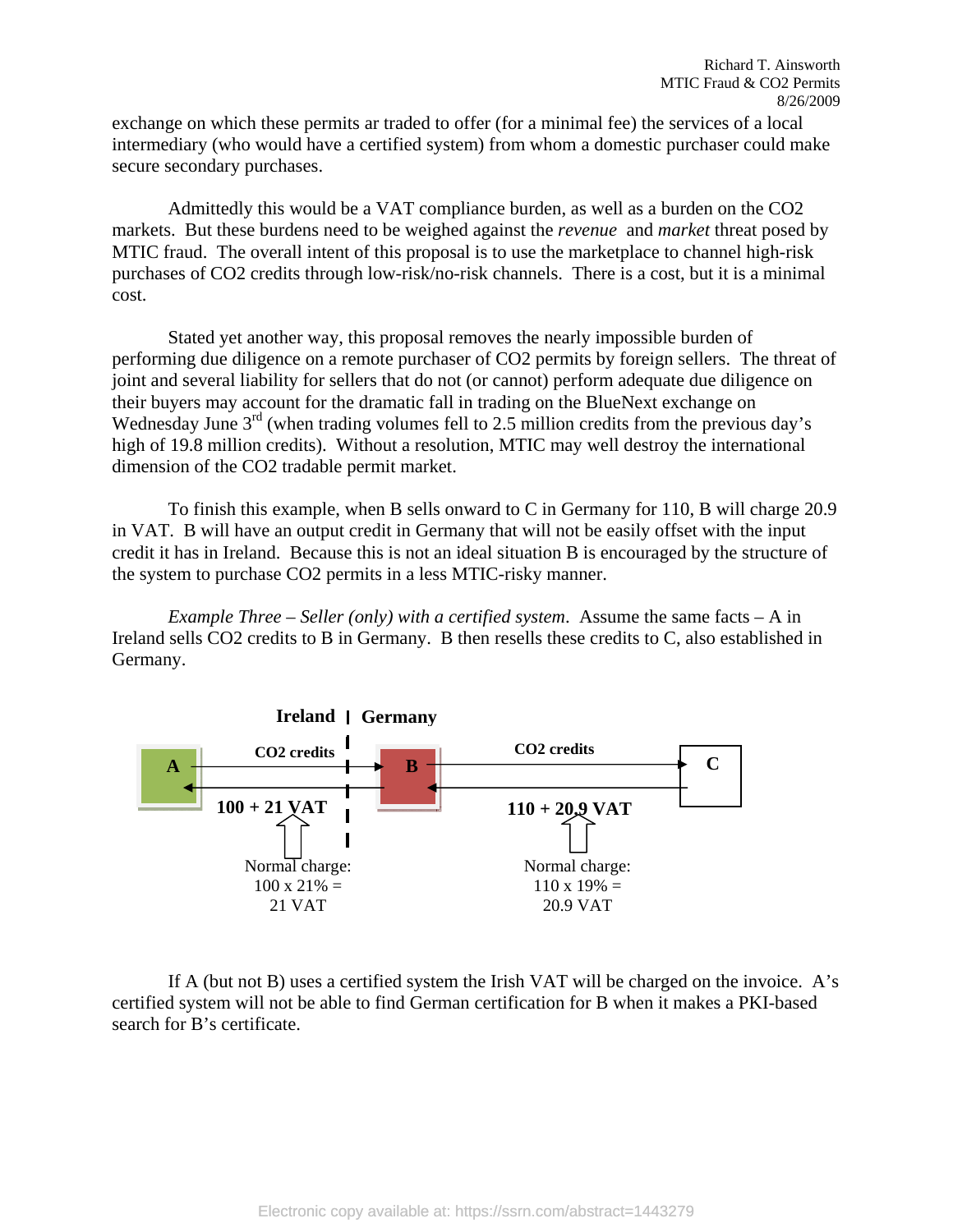exchange on which these permits ar traded to offer (for a minimal fee) the services of a local intermediary (who would have a certified system) from whom a domestic purchaser could make secure secondary purchases.

Admittedly this would be a VAT compliance burden, as well as a burden on the CO2 markets. But these burdens need to be weighed against the *revenue* and *market* threat posed by MTIC fraud. The overall intent of this proposal is to use the marketplace to channel high-risk purchases of CO2 credits through low-risk/no-risk channels. There is a cost, but it is a minimal cost.

Stated yet another way, this proposal removes the nearly impossible burden of performing due diligence on a remote purchaser of CO2 permits by foreign sellers. The threat of joint and several liability for sellers that do not (or cannot) perform adequate due diligence on their buyers may account for the dramatic fall in trading on the BlueNext exchange on Wednesday June 3rd (when trading volumes fell to 2.5 million credits from the previous day's high of 19.8 million credits). Without a resolution, MTIC may well destroy the international dimension of the CO2 tradable permit market.

To finish this example, when B sells onward to C in Germany for 110, B will charge 20.9 in VAT. B will have an output credit in Germany that will not be easily offset with the input credit it has in Ireland. Because this is not an ideal situation B is encouraged by the structure of the system to purchase CO2 permits in a less MTIC-risky manner.

*Example Three – Seller (only) with a certified system*. Assume the same facts – A in Ireland sells CO2 credits to B in Germany. B then resells these credits to C, also established in Germany.

**Ireland | Germany**

A → (**CO2 credits**) → B → (**CO2 credits**) → C

A ← **100 + 21 VAT** ← B ← **110 + 20.9 VAT** ← C

Normal charge: 100 x 21% = 21 VAT

Normal charge: 110 x 19% = 20.9 VAT

If A (but not B) uses a certified system the Irish VAT will be charged on the invoice. A's certified system will not be able to find German certification for B when it makes a PKI-based search for B's certificate.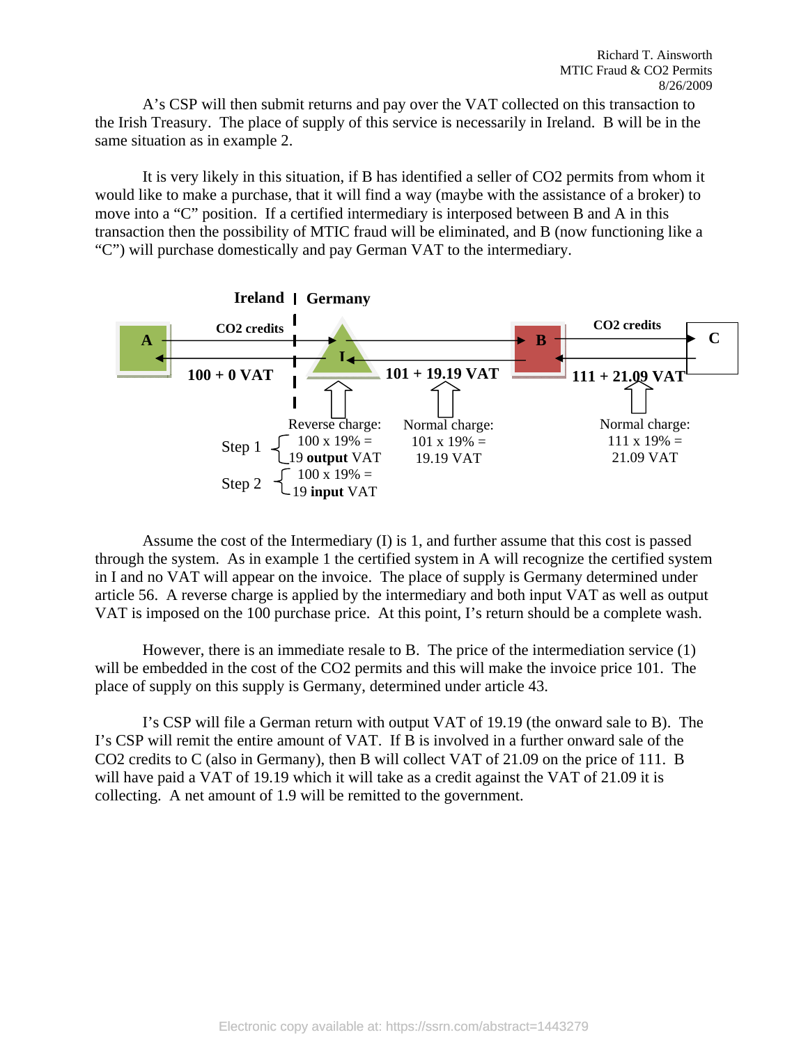A's CSP will then submit returns and pay over the VAT collected on this transaction to the Irish Treasury. The place of supply of this service is necessarily in Ireland. B will be in the same situation as in example 2.

It is very likely in this situation, if B has identified a seller of $CO_2$ permits from whom it would like to make a purchase, that it will find a way (maybe with the assistance of a broker) to move into a "C" position. If a certified intermediary is interposed between B and A in this transaction then the possibility of MTIC fraud will be eliminated, and B (now functioning like a "C") will purchase domestically and pay German VAT to the intermediary.

**Ireland | Germany**

| | A → I | I → B | B → C |
|---|---|---|---|
| Flow | $CO_2$ credits | | $CO_2$ credits |
| Payment | 100 + 0 VAT | 101 + 19.19 VAT | 111 + 21.09 VAT |
| Charge | Reverse charge: Step 1: 100 x 19% = 19 **output** VAT; Step 2: 100 x 19% = 19 **input** VAT | Normal charge: 101 x 19% = 19.19 VAT | Normal charge: 111 x 19% = 21.09 VAT |

Assume the cost of the Intermediary (I) is 1, and further assume that this cost is passed through the system. As in example 1 the certified system in A will recognize the certified system in I and no VAT will appear on the invoice. The place of supply is Germany determined under article 56. A reverse charge is applied by the intermediary and both input VAT as well as output VAT is imposed on the 100 purchase price. At this point, I's return should be a complete wash.

However, there is an immediate resale to B. The price of the intermediation service (1) will be embedded in the cost of the $CO_2$ permits and this will make the invoice price 101. The place of supply on this supply is Germany, determined under article 43.

I's CSP will file a German return with output VAT of 19.19 (the onward sale to B). The I's CSP will remit the entire amount of VAT. If B is involved in a further onward sale of the $CO_2$ credits to C (also in Germany), then B will collect VAT of 21.09 on the price of 111. B will have paid a VAT of 19.19 which it will take as a credit against the VAT of 21.09 it is collecting. A net amount of 1.9 will be remitted to the government.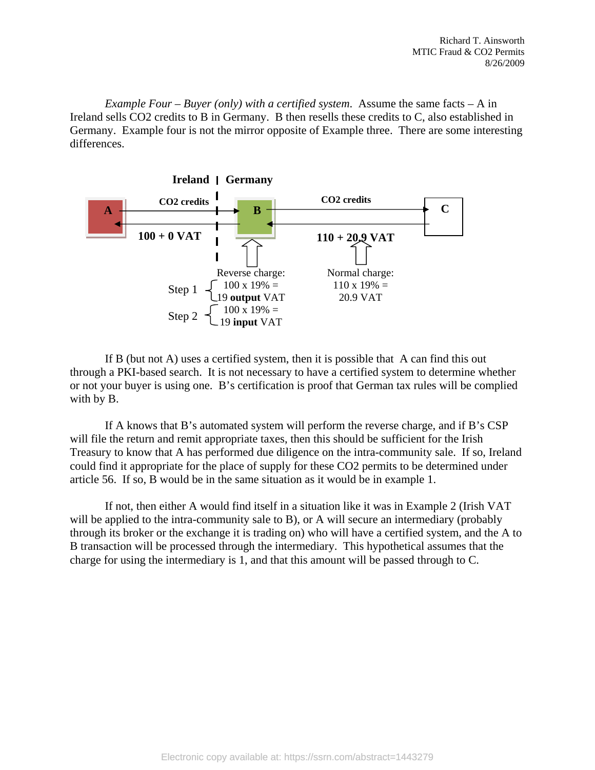*Example Four – Buyer (only) with a certified system.* Assume the same facts – A in Ireland sells CO2 credits to B in Germany. B then resells these credits to C, also established in Germany. Example four is not the mirror opposite of Example three. There are some interesting differences.

**Ireland | Germany**

A → (CO2 credits) → B → (CO2 credits) → C

A ← **100 + 0 VAT** ← B ← **110 + 20.9 VAT** ← C

At B:
Reverse charge:
Step 1 { 100 x 19% = 19 **output** VAT
Step 2 { 100 x 19% = 19 **input** VAT

Between B and C:
Normal charge:
110 x 19% = 20.9 VAT

If B (but not A) uses a certified system, then it is possible that A can find this out through a PKI-based search. It is not necessary to have a certified system to determine whether or not your buyer is using one. B's certification is proof that German tax rules will be complied with by B.

If A knows that B's automated system will perform the reverse charge, and if B's CSP will file the return and remit appropriate taxes, then this should be sufficient for the Irish Treasury to know that A has performed due diligence on the intra-community sale. If so, Ireland could find it appropriate for the place of supply for these CO2 permits to be determined under article 56. If so, B would be in the same situation as it would be in example 1.

If not, then either A would find itself in a situation like it was in Example 2 (Irish VAT will be applied to the intra-community sale to B), or A will secure an intermediary (probably through its broker or the exchange it is trading on) who will have a certified system, and the A to B transaction will be processed through the intermediary. This hypothetical assumes that the charge for using the intermediary is 1, and that this amount will be passed through to C.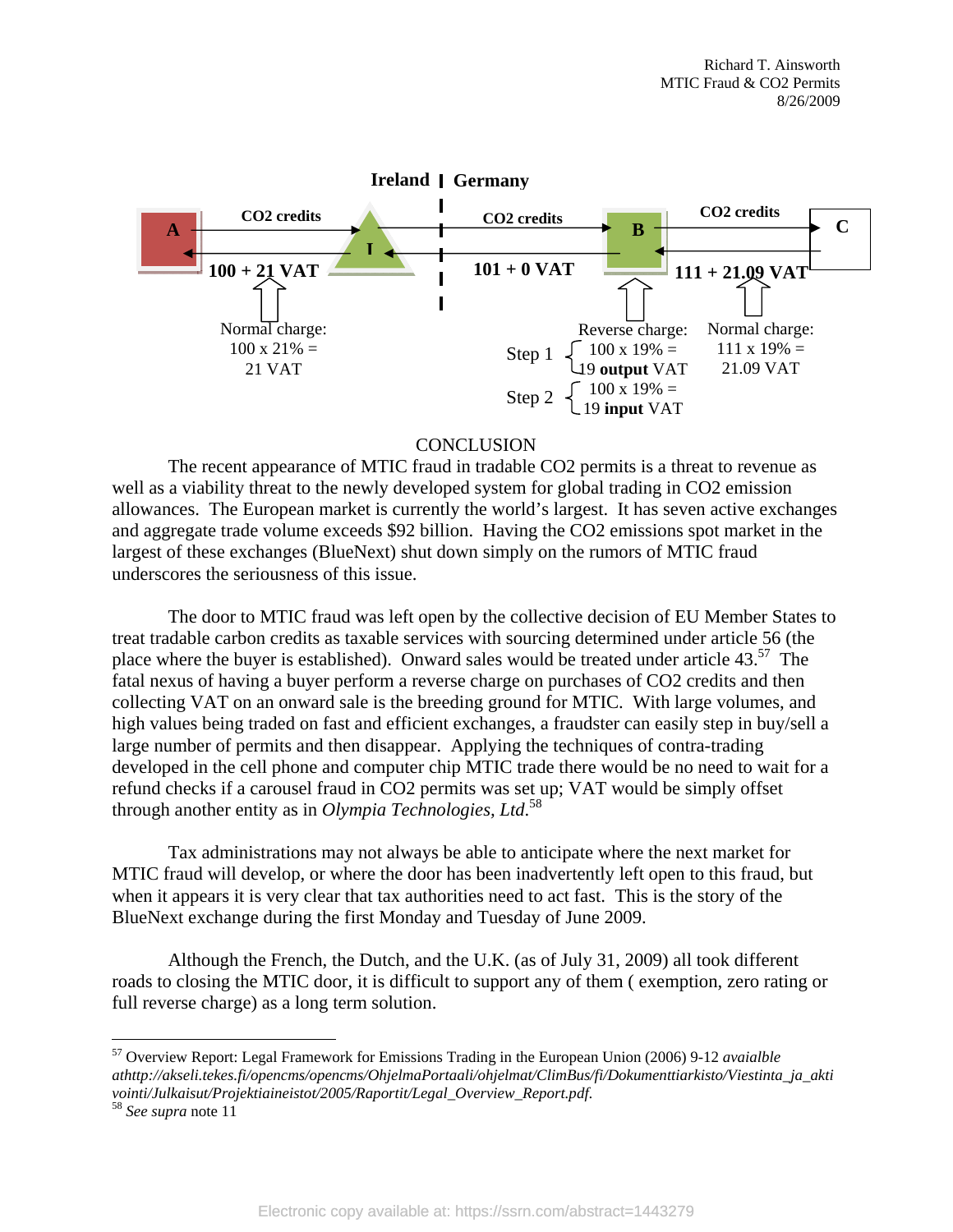Ireland | Germany

A —CO2 credits→ I —CO2 credits→ B —CO2 credits→ C

A ←100 + 21 VAT— I ←101 + 0 VAT— B ←111 + 21.09 VAT— C

Normal charge:
100 x 21% =
21 VAT

Reverse charge:
Step 1 { 100 x 19% = 19 **output** VAT
Step 2 { 100 x 19% = 19 **input** VAT

Normal charge:
111 x 19% =
21.09 VAT

## CONCLUSION

The recent appearance of MTIC fraud in tradable CO2 permits is a threat to revenue as well as a viability threat to the newly developed system for global trading in CO2 emission allowances. The European market is currently the world's largest. It has seven active exchanges and aggregate trade volume exceeds $92 billion. Having the CO2 emissions spot market in the largest of these exchanges (BlueNext) shut down simply on the rumors of MTIC fraud underscores the seriousness of this issue.

The door to MTIC fraud was left open by the collective decision of EU Member States to treat tradable carbon credits as taxable services with sourcing determined under article 56 (the place where the buyer is established). Onward sales would be treated under article 43.[57] The fatal nexus of having a buyer perform a reverse charge on purchases of CO2 credits and then collecting VAT on an onward sale is the breeding ground for MTIC. With large volumes, and high values being traded on fast and efficient exchanges, a fraudster can easily step in buy/sell a large number of permits and then disappear. Applying the techniques of contra-trading developed in the cell phone and computer chip MTIC trade there would be no need to wait for a refund checks if a carousel fraud in CO2 permits was set up; VAT would be simply offset through another entity as in *Olympia Technologies, Ltd.*[58]

Tax administrations may not always be able to anticipate where the next market for MTIC fraud will develop, or where the door has been inadvertently left open to this fraud, but when it appears it is very clear that tax authorities need to act fast. This is the story of the BlueNext exchange during the first Monday and Tuesday of June 2009.

Although the French, the Dutch, and the U.K. (as of July 31, 2009) all took different roads to closing the MTIC door, it is difficult to support any of them ( exemption, zero rating or full reverse charge) as a long term solution.

---

[57] Overview Report: Legal Framework for Emissions Trading in the European Union (2006) 9-12 *avaialble athttp://akseli.tekes.fi/opencms/opencms/OhjelmaPortaali/ohjelmat/ClimBus/fi/Dokumenttiarkisto/Viestinta_ja_aktivointi/Julkaisut/Projektiaineistot/2005/Raportit/Legal_Overview_Report.pdf.*

[58] *See supra* note 11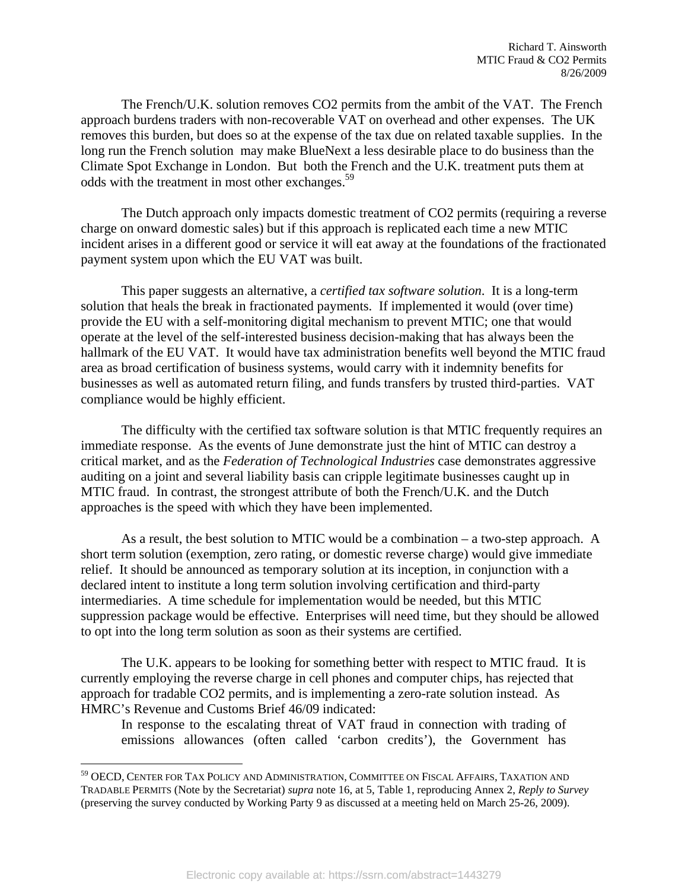The French/U.K. solution removes CO2 permits from the ambit of the VAT. The French approach burdens traders with non-recoverable VAT on overhead and other expenses. The UK removes this burden, but does so at the expense of the tax due on related taxable supplies. In the long run the French solution may make BlueNext a less desirable place to do business than the Climate Spot Exchange in London. But both the French and the U.K. treatment puts them at odds with the treatment in most other exchanges.[59]

The Dutch approach only impacts domestic treatment of CO2 permits (requiring a reverse charge on onward domestic sales) but if this approach is replicated each time a new MTIC incident arises in a different good or service it will eat away at the foundations of the fractionated payment system upon which the EU VAT was built.

This paper suggests an alternative, a *certified tax software solution*. It is a long-term solution that heals the break in fractionated payments. If implemented it would (over time) provide the EU with a self-monitoring digital mechanism to prevent MTIC; one that would operate at the level of the self-interested business decision-making that has always been the hallmark of the EU VAT. It would have tax administration benefits well beyond the MTIC fraud area as broad certification of business systems, would carry with it indemnity benefits for businesses as well as automated return filing, and funds transfers by trusted third-parties. VAT compliance would be highly efficient.

The difficulty with the certified tax software solution is that MTIC frequently requires an immediate response. As the events of June demonstrate just the hint of MTIC can destroy a critical market, and as the *Federation of Technological Industries* case demonstrates aggressive auditing on a joint and several liability basis can cripple legitimate businesses caught up in MTIC fraud. In contrast, the strongest attribute of both the French/U.K. and the Dutch approaches is the speed with which they have been implemented.

As a result, the best solution to MTIC would be a combination – a two-step approach. A short term solution (exemption, zero rating, or domestic reverse charge) would give immediate relief. It should be announced as temporary solution at its inception, in conjunction with a declared intent to institute a long term solution involving certification and third-party intermediaries. A time schedule for implementation would be needed, but this MTIC suppression package would be effective. Enterprises will need time, but they should be allowed to opt into the long term solution as soon as their systems are certified.

The U.K. appears to be looking for something better with respect to MTIC fraud. It is currently employing the reverse charge in cell phones and computer chips, has rejected that approach for tradable CO2 permits, and is implementing a zero-rate solution instead. As HMRC's Revenue and Customs Brief 46/09 indicated:

> In response to the escalating threat of VAT fraud in connection with trading of emissions allowances (often called 'carbon credits'), the Government has

---

[59] OECD, CENTER FOR TAX POLICY AND ADMINISTRATION, COMMITTEE ON FISCAL AFFAIRS, TAXATION AND TRADABLE PERMITS (Note by the Secretariat) *supra* note 16, at 5, Table 1, reproducing Annex 2, *Reply to Survey* (preserving the survey conducted by Working Party 9 as discussed at a meeting held on March 25-26, 2009).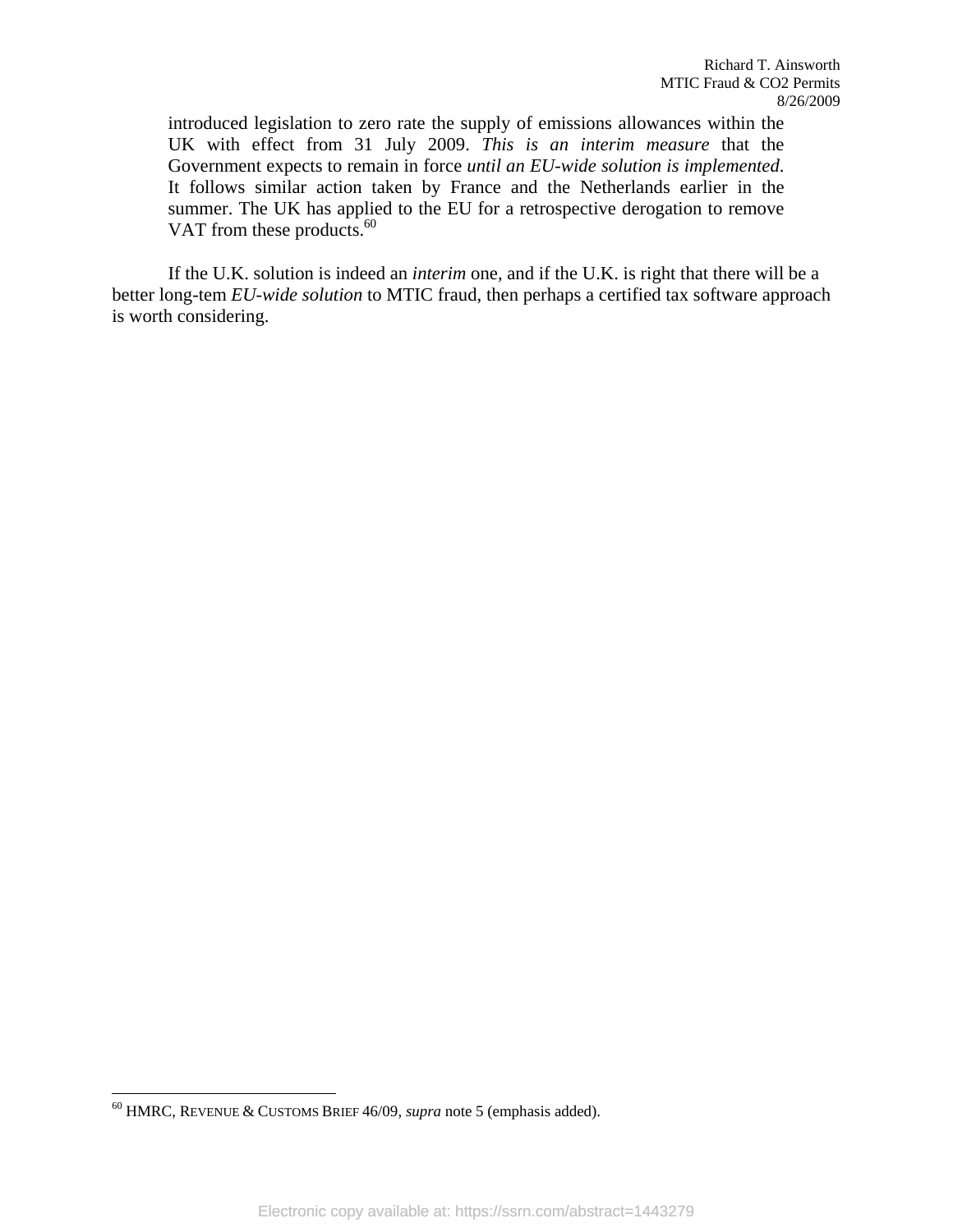> introduced legislation to zero rate the supply of emissions allowances within the UK with effect from 31 July 2009. *This is an interim measure* that the Government expects to remain in force *until an EU-wide solution is implemented*. It follows similar action taken by France and the Netherlands earlier in the summer. The UK has applied to the EU for a retrospective derogation to remove VAT from these products.[60]

If the U.K. solution is indeed an *interim* one, and if the U.K. is right that there will be a better long-tem *EU-wide solution* to MTIC fraud, then perhaps a certified tax software approach is worth considering.

---

[60] HMRC, REVENUE & CUSTOMS BRIEF 46/09, *supra* note 5 (emphasis added).